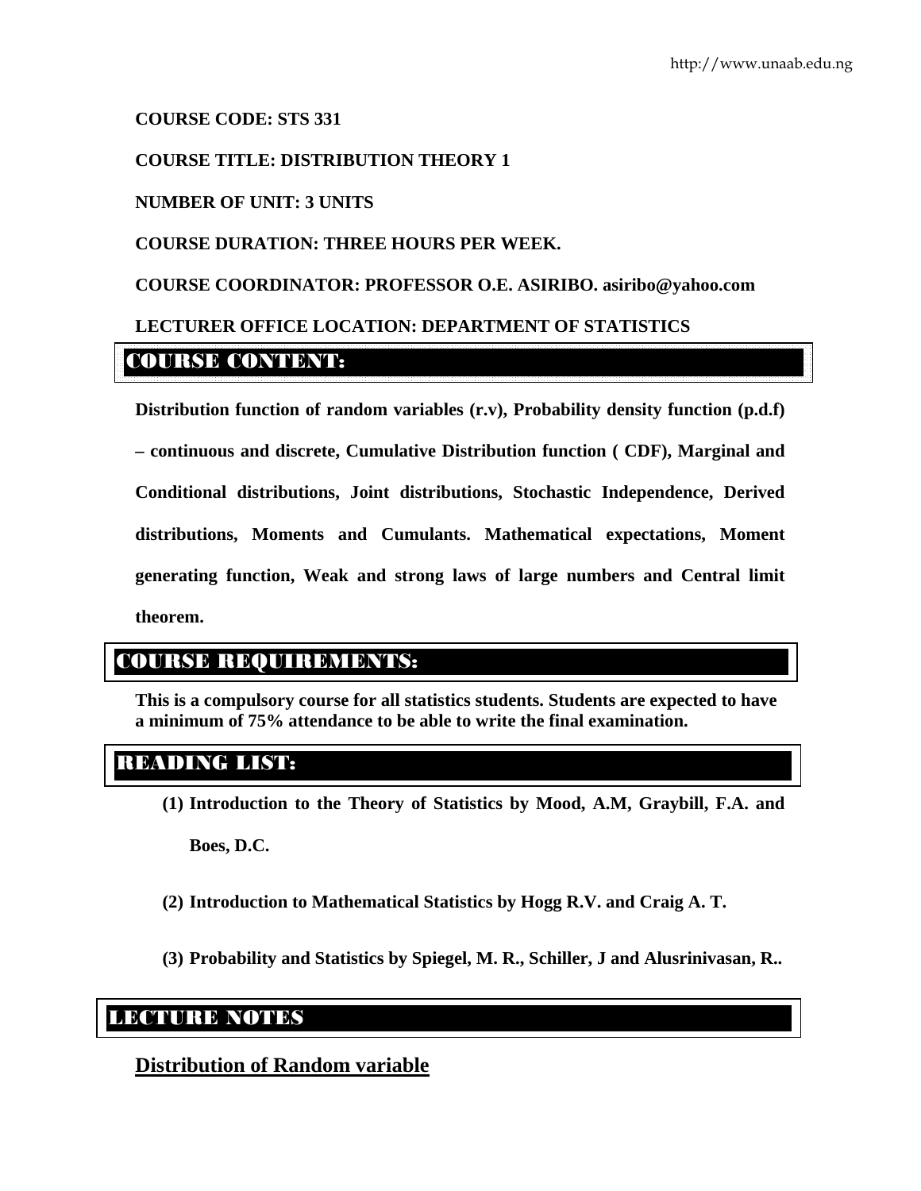**COURSE CODE: STS 331**

**COURSE TITLE: DISTRIBUTION THEORY 1**

**NUMBER OF UNIT: 3 UNITS**

**COURSE DURATION: THREE HOURS PER WEEK.**

**COURSE COORDINATOR: PROFESSOR O.E. ASIRIBO. asiribo@yahoo.com**

**LECTURER OFFICE LOCATION: DEPARTMENT OF STATISTICS**

## COURSE CONTENT:

**Distribution function of random variables (r.v), Probability density function (p.d.f) – continuous and discrete, Cumulative Distribution function ( CDF), Marginal and Conditional distributions, Joint distributions, Stochastic Independence, Derived distributions, Moments and Cumulants. Mathematical expectations, Moment generating function, Weak and strong laws of large numbers and Central limit theorem.**

## COURSE REQUIREMENTS:

**This is a compulsory course for all statistics students. Students are expected to have a minimum of 75% attendance to be able to write the final examination.**

## READING LIST:

1. **Introduction to the Theory of Statistics by Mood, A.M, Graybill, F.A. and Boes, D.C.**
2. **Introduction to Mathematical Statistics by Hogg R.V. and Craig A. T.**
3. **Probability and Statistics by Spiegel, M. R., Schiller, J and Alusrinivasan, R..**

## LECTURE NOTES

### Distribution of Random variable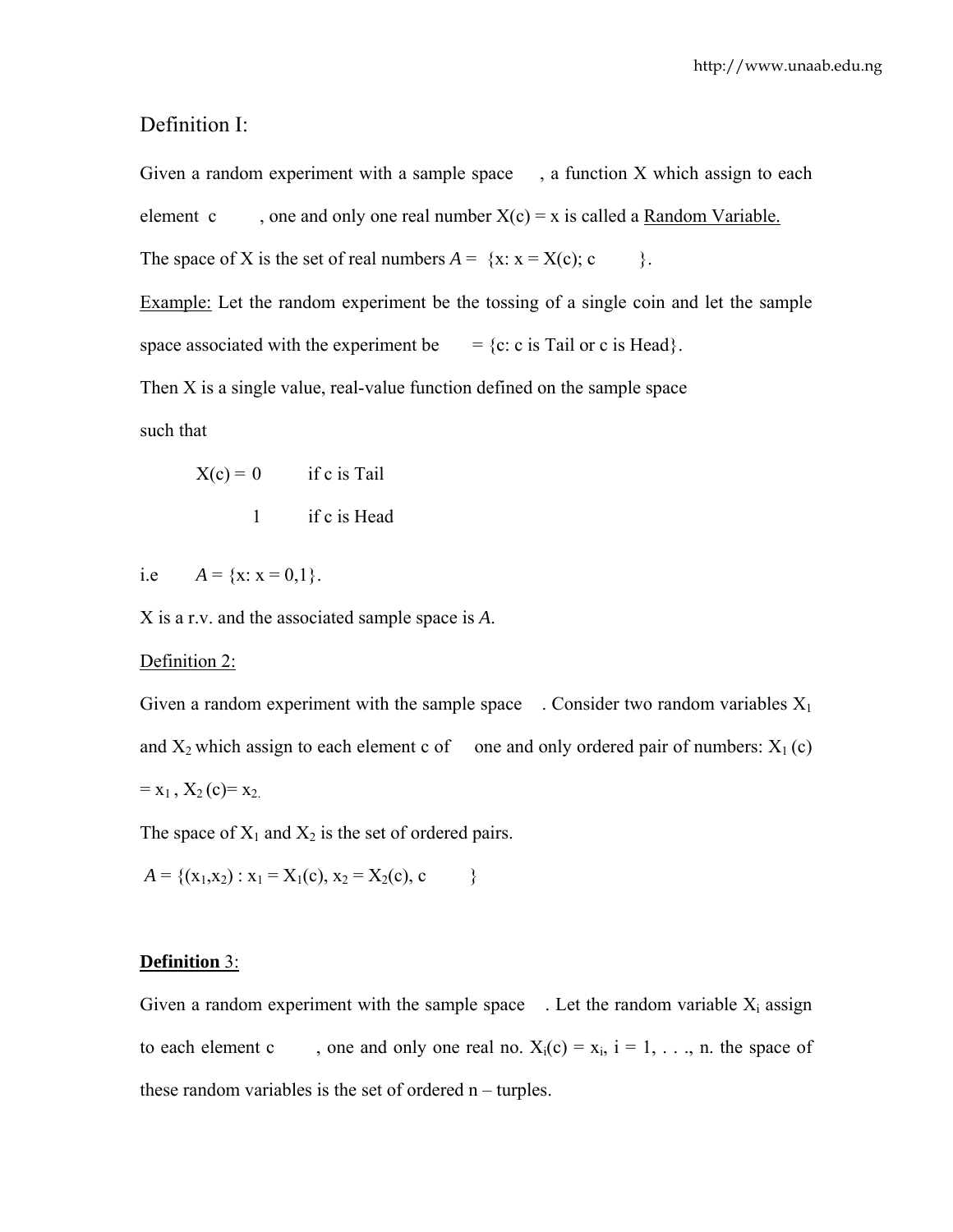# Definition I:

Given a random experiment with a sample space , a function X which assign to each element c , one and only one real number $X(c) = x$ is called a Random Variable.

The space of X is the set of real numbers $A = \{x: x = X(c); c \quad \}$.

Example: Let the random experiment be the tossing of a single coin and let the sample space associated with the experiment be $= \{c: c \text{ is Tail or } c \text{ is Head}\}$.

Then X is a single value, real-value function defined on the sample space such that

$$X(c) = \begin{cases} 0 & \text{if c is Tail} \\ 1 & \text{if c is Head} \end{cases}$$

i.e $A = \{x: x = 0,1\}$.

X is a r.v. and the associated sample space is $A$.

## Definition 2:

Given a random experiment with the sample space . Consider two random variables $X_1$ and $X_2$ which assign to each element c of one and only ordered pair of numbers: $X_1(c) = x_1$, $X_2(c) = x_2$.

The space of $X_1$ and $X_2$ is the set of ordered pairs.

$$A = \{(x_1, x_2) : x_1 = X_1(c),\ x_2 = X_2(c),\ c \quad \}$$

## **Definition** 3:

Given a random experiment with the sample space . Let the random variable $X_i$ assign to each element c , one and only one real no. $X_i(c) = x_i$, $i = 1, \ldots, n$. the space of these random variables is the set of ordered n – turples.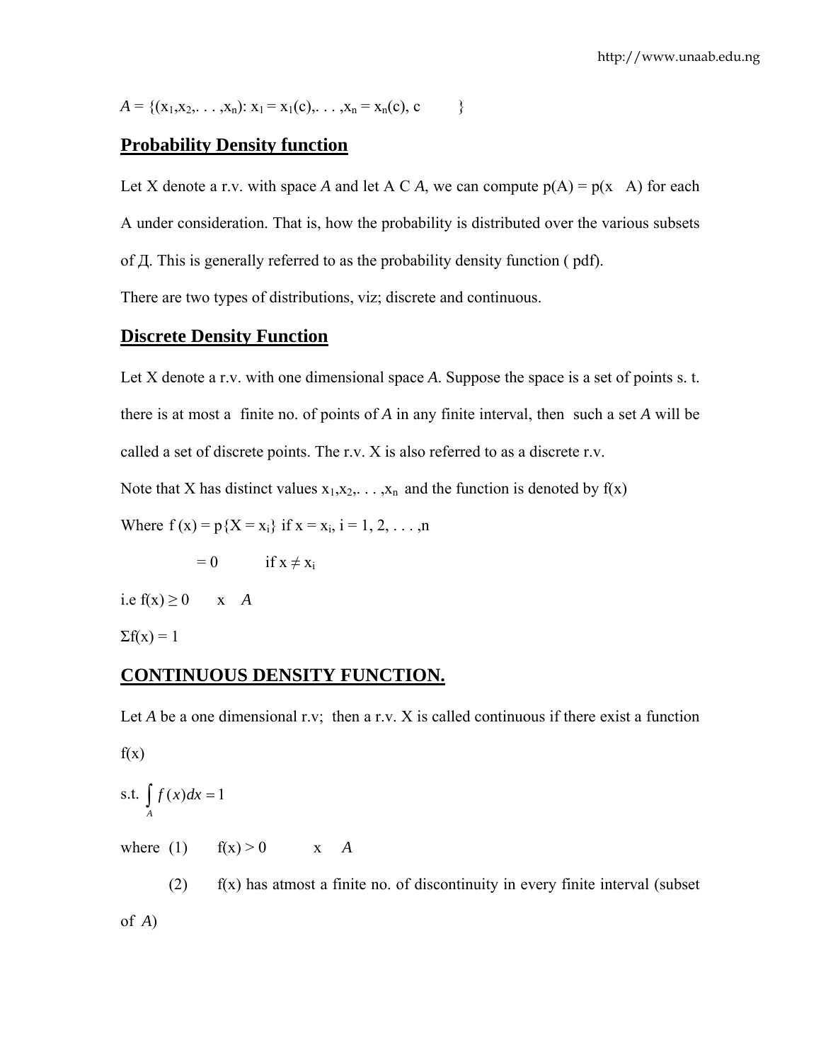$A = \{(x_1, x_2, . . . , x_n): x_1 = x_1(c), . . . , x_n = x_n(c), c \quad \}$

## Probability Density function

Let X denote a r.v. with space *A* and let A C *A*, we can compute p(A) = p(x   A) for each A under consideration. That is, how the probability is distributed over the various subsets of Д. This is generally referred to as the probability density function ( pdf).

There are two types of distributions, viz; discrete and continuous.

## Discrete Density Function

Let X denote a r.v. with one dimensional space *A*. Suppose the space is a set of points s. t. there is at most a finite no. of points of *A* in any finite interval, then such a set *A* will be called a set of discrete points. The r.v. X is also referred to as a discrete r.v.

Note that X has distinct values $x_1, x_2, . . . , x_n$ and the function is denoted by f(x)

Where $f(x) = p\{X = x_i\}$ if $x = x_i$, i = 1, 2, . . . ,n

$\quad\quad = 0 \quad\quad$ if $x \neq x_i$

i.e $f(x) \geq 0 \quad x \quad A$

$\Sigma f(x) = 1$

## CONTINUOUS DENSITY FUNCTION.

Let *A* be a one dimensional r.v; then a r.v. X is called continuous if there exist a function f(x)

s.t. $\int_A f(x)dx = 1$

where (1) $\quad f(x) > 0 \quad\quad x \quad A$

(2) $\quad$ f(x) has atmost a finite no. of discontinuity in every finite interval (subset of *A*)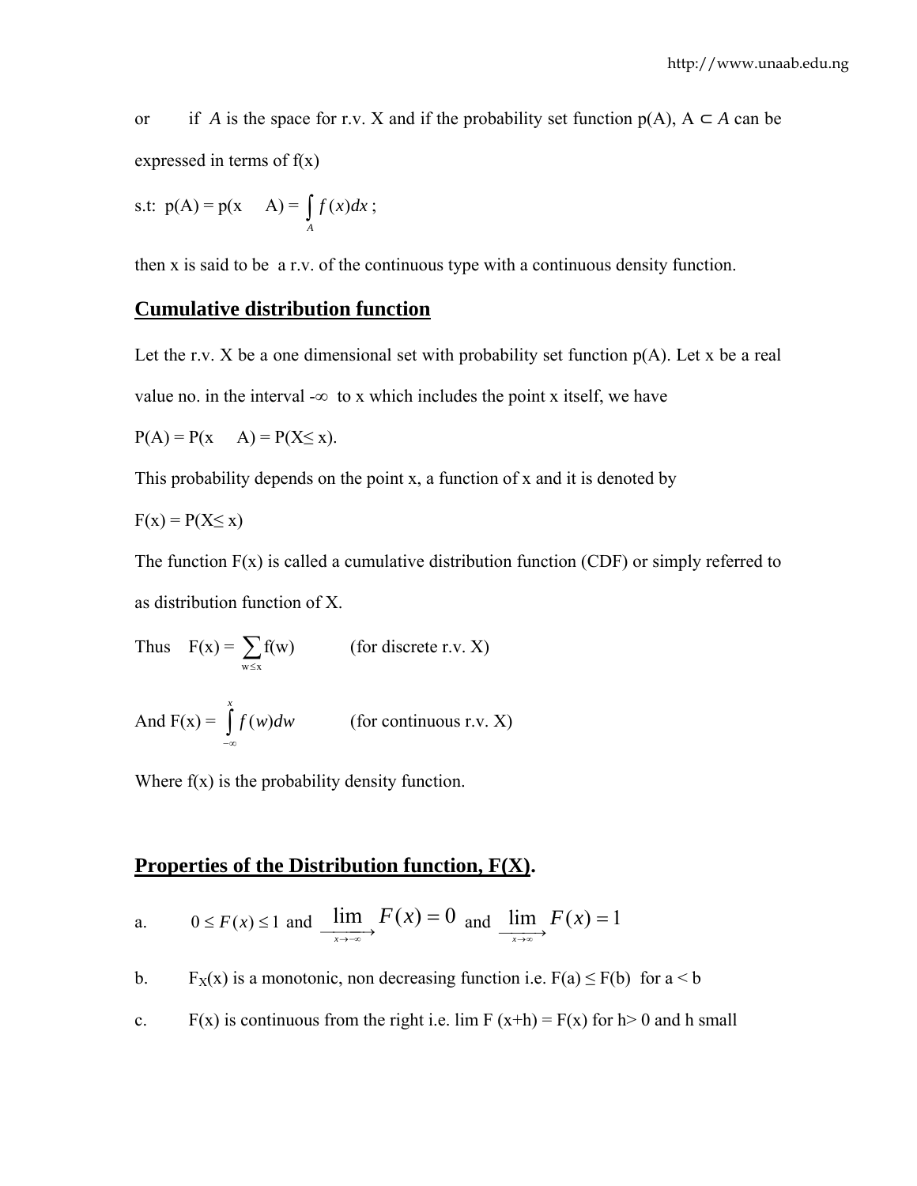or if $A$ is the space for r.v. X and if the probability set function p(A), $A \subset A$ can be expressed in terms of f(x)

s.t: $p(A) = p(x \quad A) = \int_A f(x)dx$ ;

then x is said to be a r.v. of the continuous type with a continuous density function.

## Cumulative distribution function

Let the r.v. X be a one dimensional set with probability set function p(A). Let x be a real value no. in the interval $-\infty$ to x which includes the point x itself, we have

$P(A) = P(x \quad A) = P(X \leq x)$.

This probability depends on the point x, a function of x and it is denoted by

$F(x) = P(X \leq x)$

The function F(x) is called a cumulative distribution function (CDF) or simply referred to as distribution function of X.

Thus $F(x) = \sum_{w \leq x} f(w)$ (for discrete r.v. X)

And $F(x) = \int_{-\infty}^{x} f(w)dw$ (for continuous r.v. X)

Where f(x) is the probability density function.

## Properties of the Distribution function, F(X).

a. $0 \leq F(x) \leq 1$ and $\lim_{x \to -\infty} F(x) = 0$ and $\lim_{x \to \infty} F(x) = 1$

b. $F_X(x)$ is a monotonic, non decreasing function i.e. $F(a) \leq F(b)$ for $a < b$

c. F(x) is continuous from the right i.e. $\lim F(x+h) = F(x)$ for $h > 0$ and h small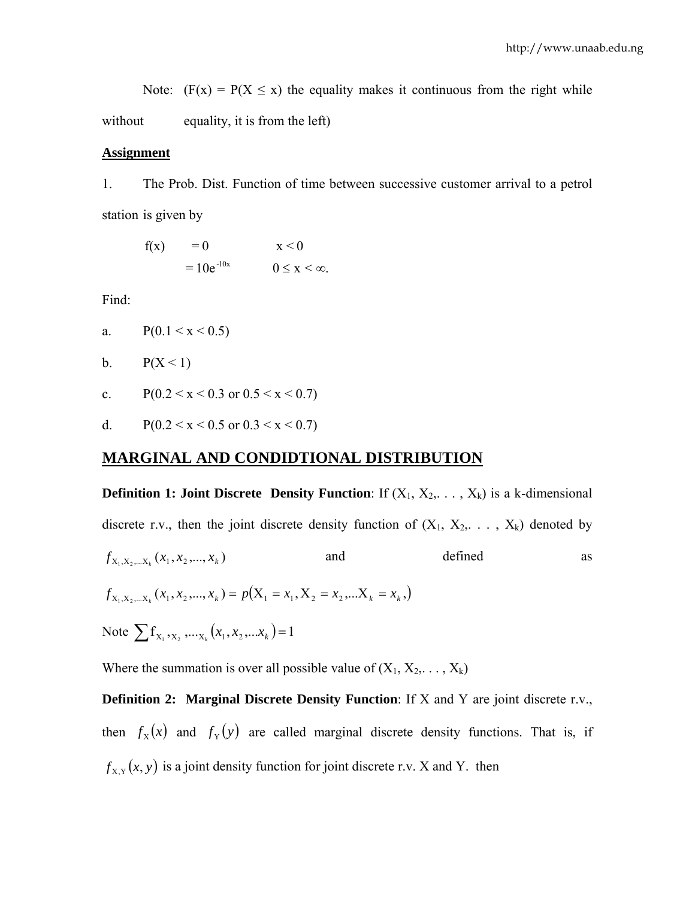Note: ($F(x) = P(X \leq x)$ the equality makes it continuous from the right while without equality, it is from the left)

**Assignment**

1. The Prob. Dist. Function of time between successive customer arrival to a petrol station is given by

$$f(x) = 0 \qquad x < 0$$
$$= 10e^{-10x} \qquad 0 \leq x < \infty.$$

Find:

a. $P(0.1 < x < 0.5)$

b. $P(X < 1)$

c. $P(0.2 < x < 0.3 \text{ or } 0.5 < x < 0.7)$

d. $P(0.2 < x < 0.5 \text{ or } 0.3 < x < 0.7)$

## MARGINAL AND CONDIDTIONAL DISTRIBUTION

**Definition 1: Joint Discrete Density Function**: If $(X_1, X_2, \ldots, X_k)$ is a k-dimensional discrete r.v., then the joint discrete density function of $(X_1, X_2, \ldots, X_k)$ denoted by $f_{X_1, X_2, \ldots X_k}(x_1, x_2, \ldots, x_k)$ and defined as

$$f_{X_1, X_2, \ldots X_k}(x_1, x_2, \ldots, x_k) = p(X_1 = x_1, X_2 = x_2, \ldots X_k = x_k,)$$

Note $\sum f_{X_1, X_2, \ldots X_k}(x_1, x_2, \ldots x_k) = 1$

Where the summation is over all possible value of $(X_1, X_2, \ldots, X_k)$

**Definition 2: Marginal Discrete Density Function**: If X and Y are joint discrete r.v., then $f_X(x)$ and $f_Y(y)$ are called marginal discrete density functions. That is, if $f_{X,Y}(x, y)$ is a joint density function for joint discrete r.v. X and Y. then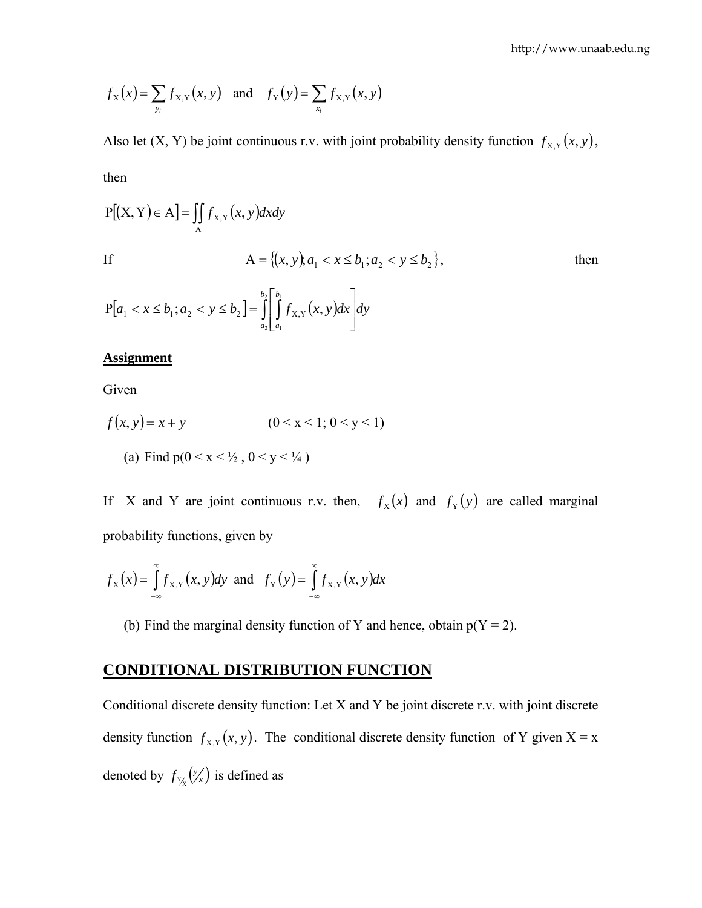$$f_X(x) = \sum_{y_i} f_{X,Y}(x, y) \quad \text{and} \quad f_Y(y) = \sum_{x_i} f_{X,Y}(x, y)$$

Also let (X, Y) be joint continuous r.v. with joint probability density function $f_{X,Y}(x, y)$, then

$$P[(X, Y) \in A] = \iint_A f_{X,Y}(x, y)\,dx\,dy$$

If $A = \{(x, y); a_1 < x \le b_1; a_2 < y \le b_2\}$, then

$$P[a_1 < x \le b_1; a_2 < y \le b_2] = \int_{a_2}^{b_2}\left[\int_{a_1}^{b_1} f_{X,Y}(x, y)\,dx\right]dy$$

**Assignment**

Given

$$f(x, y) = x + y \qquad (0 < x < 1;\ 0 < y < 1)$$

(a) Find $p(0 < x < \frac{1}{2},\ 0 < y < \frac{1}{4})$

If X and Y are joint continuous r.v. then, $f_X(x)$ and $f_Y(y)$ are called marginal probability functions, given by

$$f_X(x) = \int_{-\infty}^{\infty} f_{X,Y}(x, y)\,dy \quad \text{and} \quad f_Y(y) = \int_{-\infty}^{\infty} f_{X,Y}(x, y)\,dx$$

(b) Find the marginal density function of Y and hence, obtain $p(Y = 2)$.

## CONDITIONAL DISTRIBUTION FUNCTION

Conditional discrete density function: Let X and Y be joint discrete r.v. with joint discrete density function $f_{X,Y}(x, y)$. The conditional discrete density function of Y given X = x denoted by $f_{Y/X}(y/x)$ is defined as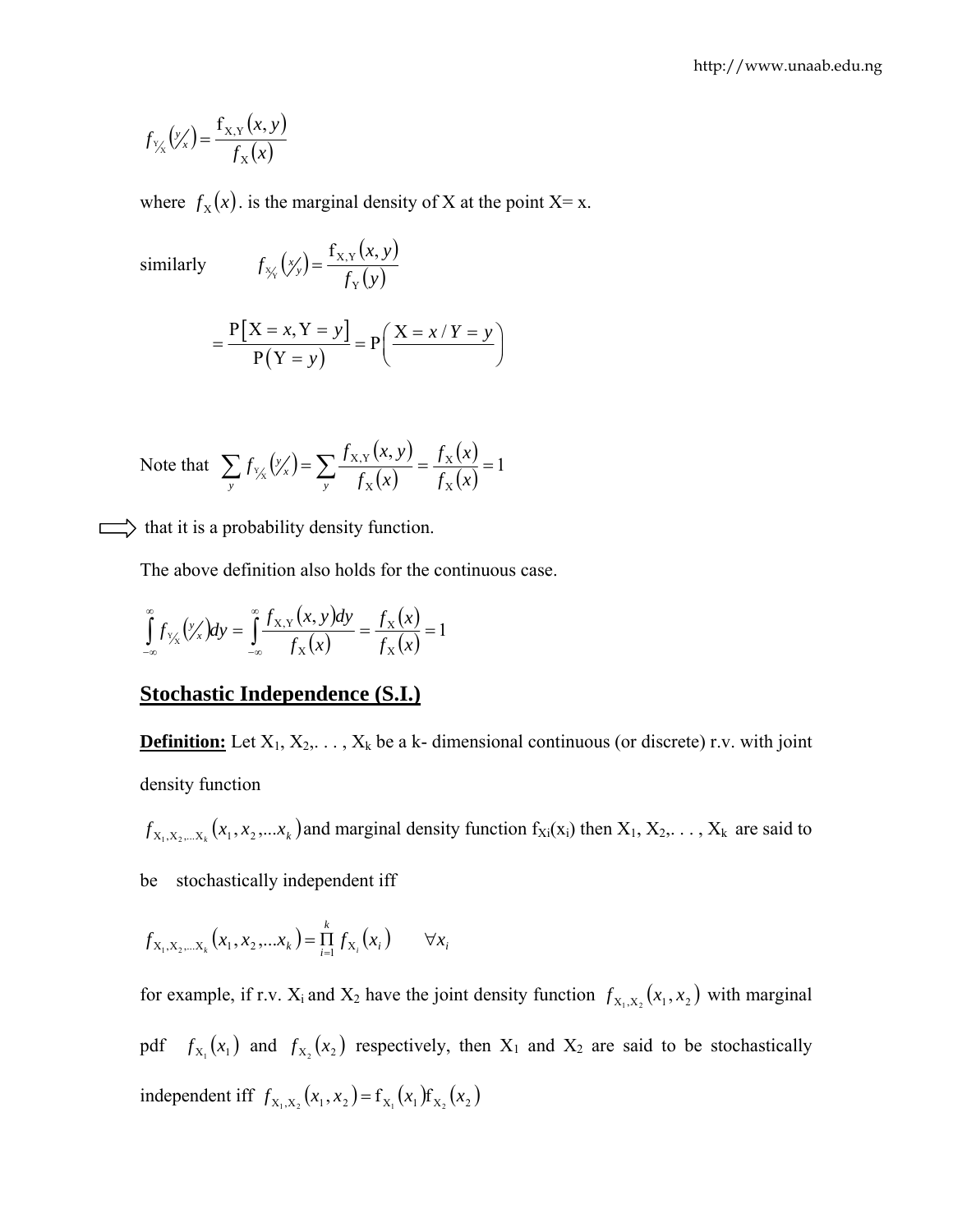$$f_{Y/X}\left(y/x\right) = \frac{f_{X,Y}(x,y)}{f_X(x)}$$

where $f_X(x)$. is the marginal density of X at the point X= x.

similarly
$$f_{X/Y}\left(x/y\right) = \frac{f_{X,Y}(x,y)}{f_Y(y)}$$

$$= \frac{P[X = x, Y = y]}{P(Y = y)} = P\left(\frac{X = x / Y = y}{}\right)$$

Note that $\sum_y f_{Y/X}\left(y/x\right) = \sum_y \frac{f_{X,Y}(x,y)}{f_X(x)} = \frac{f_X(x)}{f_X(x)} = 1$

$\Longrightarrow$ that it is a probability density function.

The above definition also holds for the continuous case.

$$\int_{-\infty}^{\infty} f_{Y/X}\left(y/x\right) dy = \int_{-\infty}^{\infty} \frac{f_{X,Y}(x,y)dy}{f_X(x)} = \frac{f_X(x)}{f_X(x)} = 1$$

## Stochastic Independence (S.I.)

**Definition:** Let $X_1, X_2, \ldots, X_k$ be a k- dimensional continuous (or discrete) r.v. with joint density function

$f_{X_1,X_2,\ldots X_k}(x_1, x_2, \ldots x_k)$ and marginal density function $f_{X_i}(x_i)$ then $X_1, X_2, \ldots, X_k$ are said to be stochastically independent iff

$$f_{X_1,X_2,\ldots X_k}(x_1, x_2, \ldots x_k) = \prod_{i=1}^{k} f_{X_i}(x_i) \qquad \forall x_i$$

for example, if r.v. $X_i$ and $X_2$ have the joint density function $f_{X_1,X_2}(x_1, x_2)$ with marginal pdf $f_{X_1}(x_1)$ and $f_{X_2}(x_2)$ respectively, then $X_1$ and $X_2$ are said to be stochastically independent iff $f_{X_1,X_2}(x_1, x_2) = f_{X_1}(x_1) f_{X_2}(x_2)$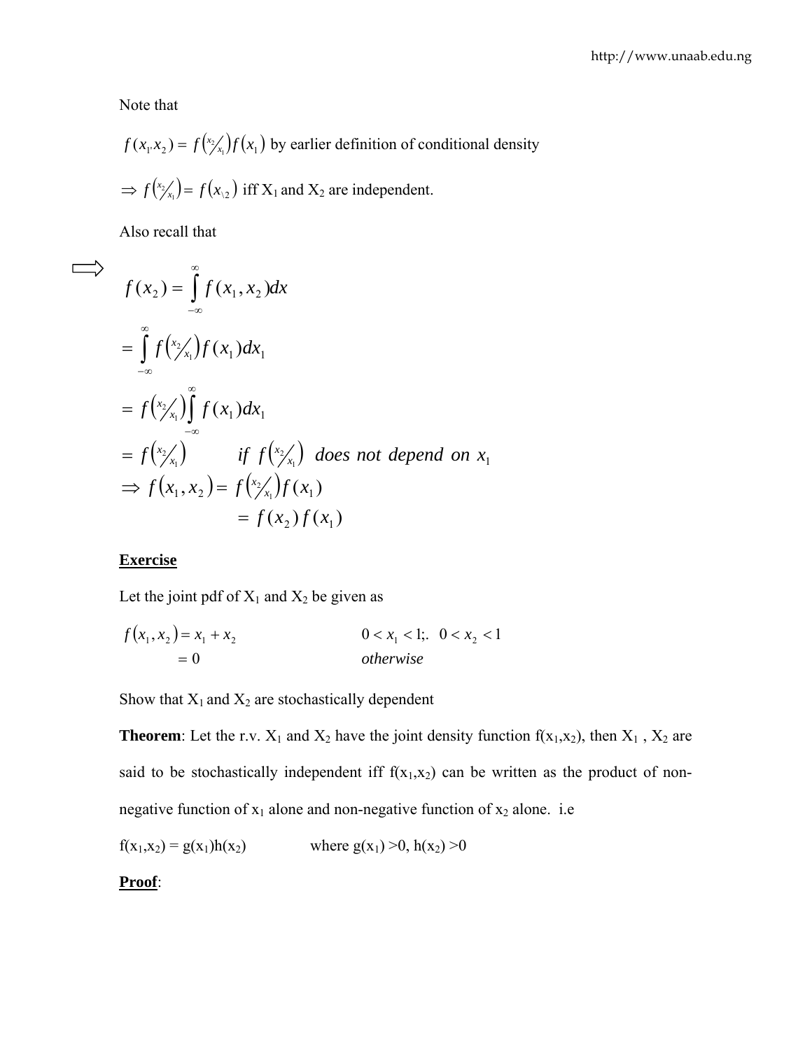Note that

$f(x_1, x_2) = f\left(x_2/x_1\right) f(x_1)$ by earlier definition of conditional density

$\Rightarrow f\left(x_2/x_1\right) = f(x_2)$ iff $X_1$ and $X_2$ are independent.

Also recall that

$$\Rightarrow \quad f(x_2) = \int_{-\infty}^{\infty} f(x_1, x_2) dx$$

$$= \int_{-\infty}^{\infty} f\left(x_2/x_1\right) f(x_1) dx_1$$

$$= f\left(x_2/x_1\right) \int_{-\infty}^{\infty} f(x_1) dx_1$$

$$= f\left(x_2/x_1\right) \qquad \textit{if } f\left(x_2/x_1\right) \textit{ does not depend on } x_1$$

$$\Rightarrow f(x_1, x_2) = f\left(x_2/x_1\right) f(x_1)$$

$$= f(x_2) f(x_1)$$

**Exercise**

Let the joint pdf of $X_1$ and $X_2$ be given as

$$f(x_1, x_2) = x_1 + x_2 \qquad 0 < x_1 < 1;. \;\; 0 < x_2 < 1$$

$$= 0 \qquad \textit{otherwise}$$

Show that $X_1$ and $X_2$ are stochastically dependent

**Theorem**: Let the r.v. $X_1$ and $X_2$ have the joint density function $f(x_1,x_2)$, then $X_1$ , $X_2$ are said to be stochastically independent iff $f(x_1,x_2)$ can be written as the product of non-negative function of $x_1$ alone and non-negative function of $x_2$ alone. i.e

$f(x_1,x_2) = g(x_1)h(x_2)$ where $g(x_1) > 0$, $h(x_2) > 0$

**Proof**: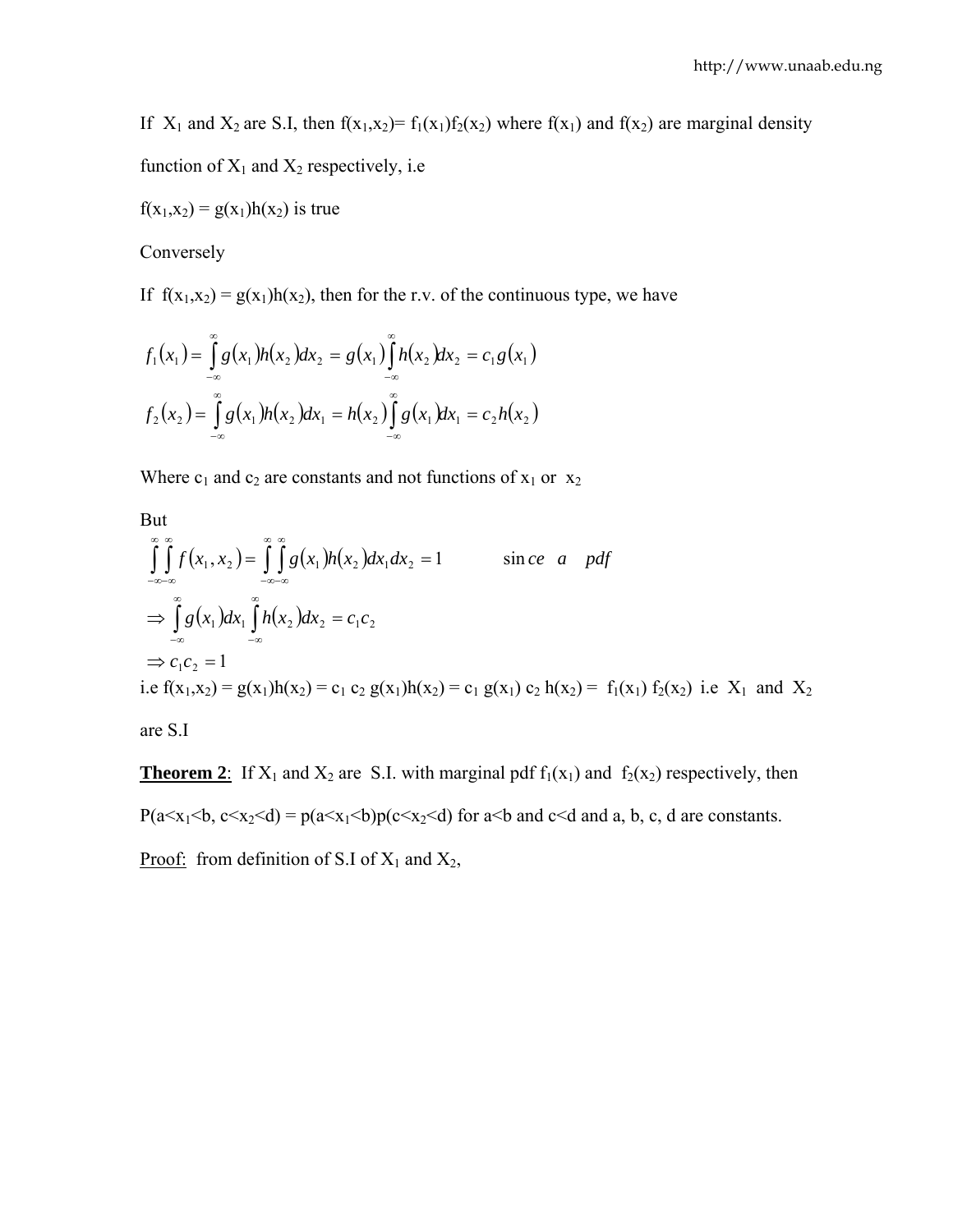If $X_1$ and $X_2$ are S.I, then $f(x_1,x_2)= f_1(x_1)f_2(x_2)$ where $f(x_1)$ and $f(x_2)$ are marginal density function of $X_1$ and $X_2$ respectively, i.e

$f(x_1,x_2) = g(x_1)h(x_2)$ is true

Conversely

If $f(x_1,x_2) = g(x_1)h(x_2)$, then for the r.v. of the continuous type, we have

$$f_1(x_1) = \int_{-\infty}^{\infty} g(x_1)h(x_2)dx_2 = g(x_1)\int_{-\infty}^{\infty} h(x_2)dx_2 = c_1 g(x_1)$$

$$f_2(x_2) = \int_{-\infty}^{\infty} g(x_1)h(x_2)dx_1 = h(x_2)\int_{-\infty}^{\infty} g(x_1)dx_1 = c_2 h(x_2)$$

Where $c_1$ and $c_2$ are constants and not functions of $x_1$ or $x_2$

But

$$\int_{-\infty}^{\infty}\int_{-\infty}^{\infty} f(x_1, x_2) = \int_{-\infty}^{\infty}\int_{-\infty}^{\infty} g(x_1)h(x_2)dx_1 dx_2 = 1 \qquad since \quad a \quad pdf$$

$$\Rightarrow \int_{-\infty}^{\infty} g(x_1)dx_1 \int_{-\infty}^{\infty} h(x_2)dx_2 = c_1 c_2$$

$$\Rightarrow c_1 c_2 = 1$$

i.e $f(x_1,x_2) = g(x_1)h(x_2) = c_1 c_2\, g(x_1)h(x_2) = c_1\, g(x_1)\, c_2\, h(x_2) = f_1(x_1)\, f_2(x_2)$ i.e $X_1$ and $X_2$ are S.I

**Theorem 2**: If $X_1$ and $X_2$ are S.I. with marginal pdf $f_1(x_1)$ and $f_2(x_2)$ respectively, then $P(a<x_1<b, c<x_2<d) = p(a<x_1<b)p(c<x_2<d)$ for $a<b$ and $c<d$ and a, b, c, d are constants.

Proof: from definition of S.I of $X_1$ and $X_2$,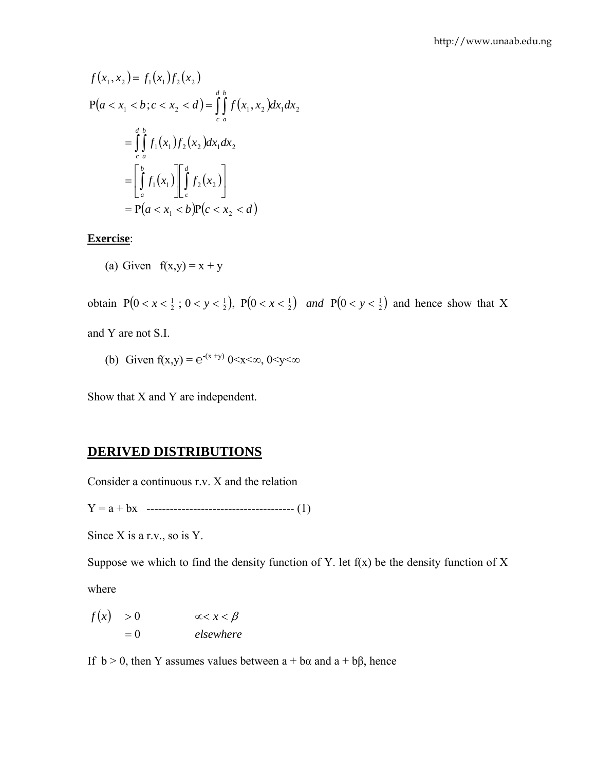$$f(x_1, x_2) = f_1(x_1)f_2(x_2)$$

$$\mathrm{P}(a < x_1 < b; c < x_2 < d) = \int_c^d \int_a^b f(x_1, x_2)dx_1 dx_2$$

$$= \int_c^d \int_a^b f_1(x_1)f_2(x_2)dx_1 dx_2$$

$$= \left[\int_a^b f_1(x_1)\right]\left[\int_c^d f_2(x_2)\right]$$

$$= \mathrm{P}(a < x_1 < b)\mathrm{P}(c < x_2 < d)$$

**Exercise**:

(a) Given f(x,y) = x + y

obtain $\mathrm{P}\left(0 < x < \frac{1}{2}\,;\, 0 < y < \frac{1}{2}\right)$, $\mathrm{P}\left(0 < x < \frac{1}{2}\right)$ *and* $\mathrm{P}\left(0 < y < \frac{1}{2}\right)$ and hence show that X and Y are not S.I.

(b) Given $f(x,y) = e^{-(x+y)}$ $0<x<\infty$, $0<y<\infty$

Show that X and Y are independent.

## DERIVED DISTRIBUTIONS

Consider a continuous r.v. X and the relation

Y = a + bx -------------------------------------- (1)

Since X is a r.v., so is Y.

Suppose we which to find the density function of Y. let f(x) be the density function of X where

$$\begin{aligned} f(x) &> 0 \qquad \alpha < x < \beta \\ &= 0 \qquad elsewhere \end{aligned}$$

If b > 0, then Y assumes values between a + bα and a + bβ, hence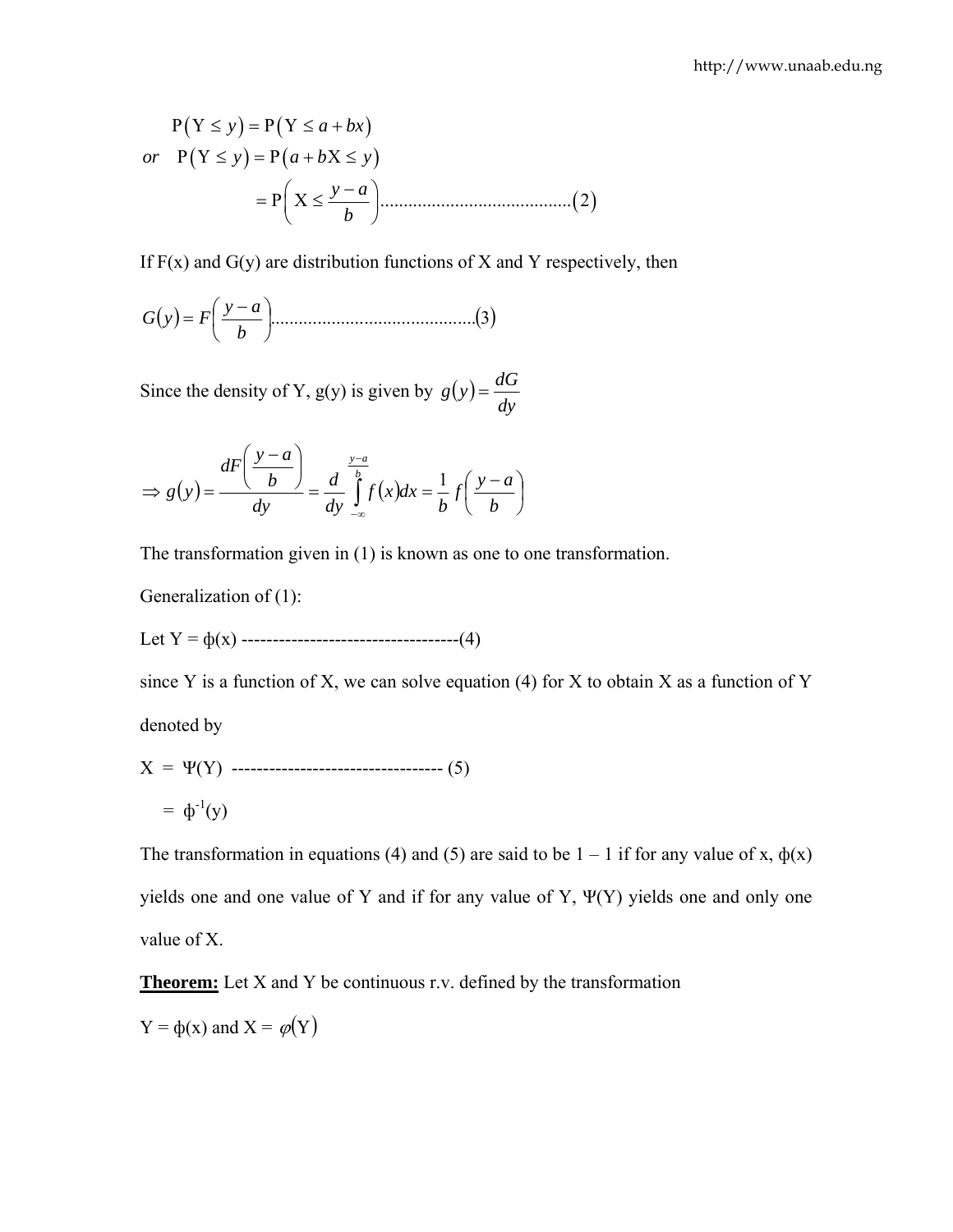$$P(Y \leq y) = P(Y \leq a + bx)$$

$$or \quad P(Y \leq y) = P(a + bX \leq y)$$

$$= P\left(X \leq \frac{y-a}{b}\right) \ldots\ldots\ldots\ldots\ldots\ldots\ldots\ldots\ldots\ldots\ldots\ldots(2)$$

If F(x) and G(y) are distribution functions of X and Y respectively, then

$$G(y) = F\left(\frac{y-a}{b}\right) \ldots\ldots\ldots\ldots\ldots\ldots\ldots\ldots\ldots\ldots\ldots\ldots(3)$$

Since the density of Y, g(y) is given by $g(y) = \frac{dG}{dy}$

$$\Rightarrow g(y) = \frac{dF\left(\frac{y-a}{b}\right)}{dy} = \frac{d}{dy}\int_{-\infty}^{\frac{y-a}{b}} f(x)dx = \frac{1}{b} f\left(\frac{y-a}{b}\right)$$

The transformation given in (1) is known as one to one transformation.

Generalization of (1):

Let Y = $\phi$(x) -----------------------------------(4)

since Y is a function of X, we can solve equation (4) for X to obtain X as a function of Y denoted by

X = $\Psi$(Y) --------------------------------- (5)

$\quad = \phi^{-1}(y)$

The transformation in equations (4) and (5) are said to be 1 – 1 if for any value of x, $\phi$(x) yields one and one value of Y and if for any value of Y, $\Psi$(Y) yields one and only one value of X.

**Theorem:** Let X and Y be continuous r.v. defined by the transformation

Y = $\phi$(x) and X = $\varphi(Y)$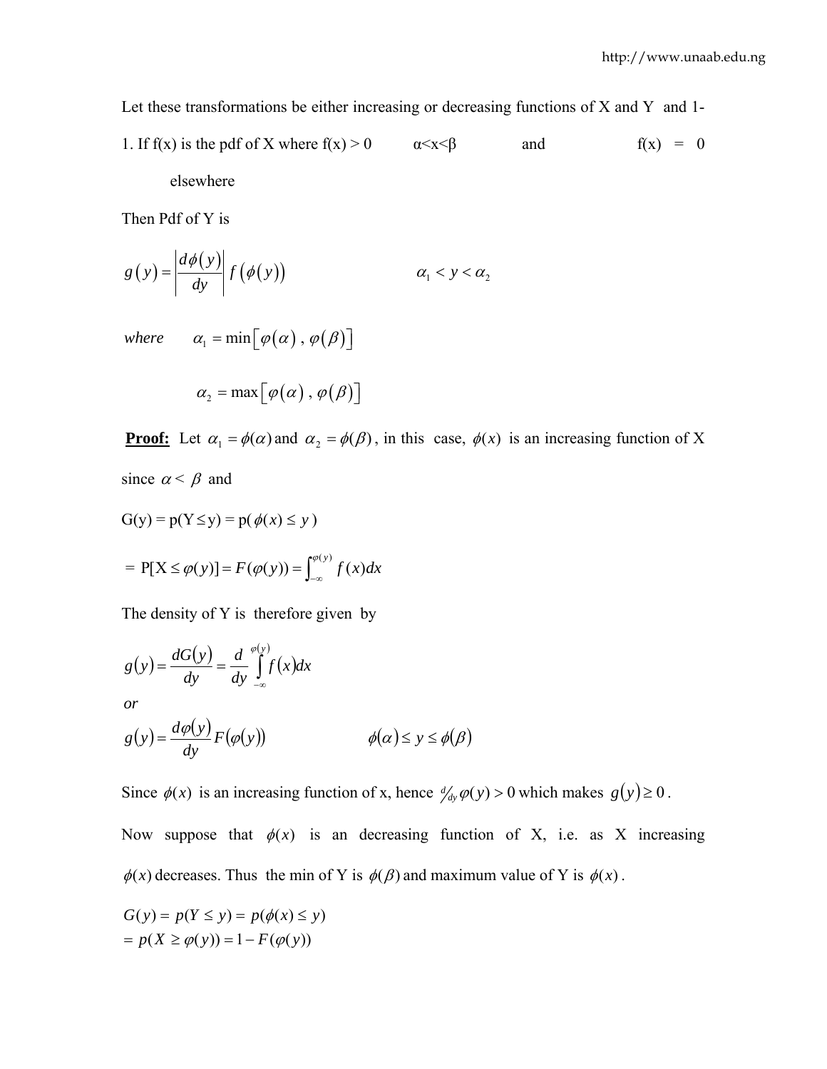Let these transformations be either increasing or decreasing functions of X and Y and 1-1. If f(x) is the pdf of X where f(x) > 0 $\alpha < x < \beta$ and f(x) = 0 elsewhere

Then Pdf of Y is

$$g(y) = \left|\frac{d\phi(y)}{dy}\right| f(\phi(y)) \qquad \alpha_1 < y < \alpha_2$$

*where* $\alpha_1 = \min[\varphi(\alpha), \varphi(\beta)]$

$$\alpha_2 = \max[\varphi(\alpha), \varphi(\beta)]$$

**Proof:** Let $\alpha_1 = \phi(\alpha)$ and $\alpha_2 = \phi(\beta)$, in this case, $\phi(x)$ is an increasing function of X since $\alpha < \beta$ and

G(y) = p(Y $\leq$ y) = p( $\phi(x) \leq y$ )

$$= \text{P}[\text{X} \leq \varphi(y)] = F(\varphi(y)) = \int_{-\infty}^{\varphi(y)} f(x)dx$$

The density of Y is therefore given by

$$g(y) = \frac{dG(y)}{dy} = \frac{d}{dy}\int_{-\infty}^{\varphi(y)} f(x)dx$$

*or*

$$g(y) = \frac{d\varphi(y)}{dy} F(\varphi(y)) \qquad \phi(\alpha) \leq y \leq \phi(\beta)$$

Since $\phi(x)$ is an increasing function of x, hence $d/_{dy}\,\varphi(y) > 0$ which makes $g(y) \geq 0$.

Now suppose that $\phi(x)$ is an decreasing function of X, i.e. as X increasing $\phi(x)$ decreases. Thus the min of Y is $\phi(\beta)$ and maximum value of Y is $\phi(x)$.

$$G(y) = p(Y \leq y) = p(\phi(x) \leq y)$$
$$= p(X \geq \varphi(y)) = 1 - F(\varphi(y))$$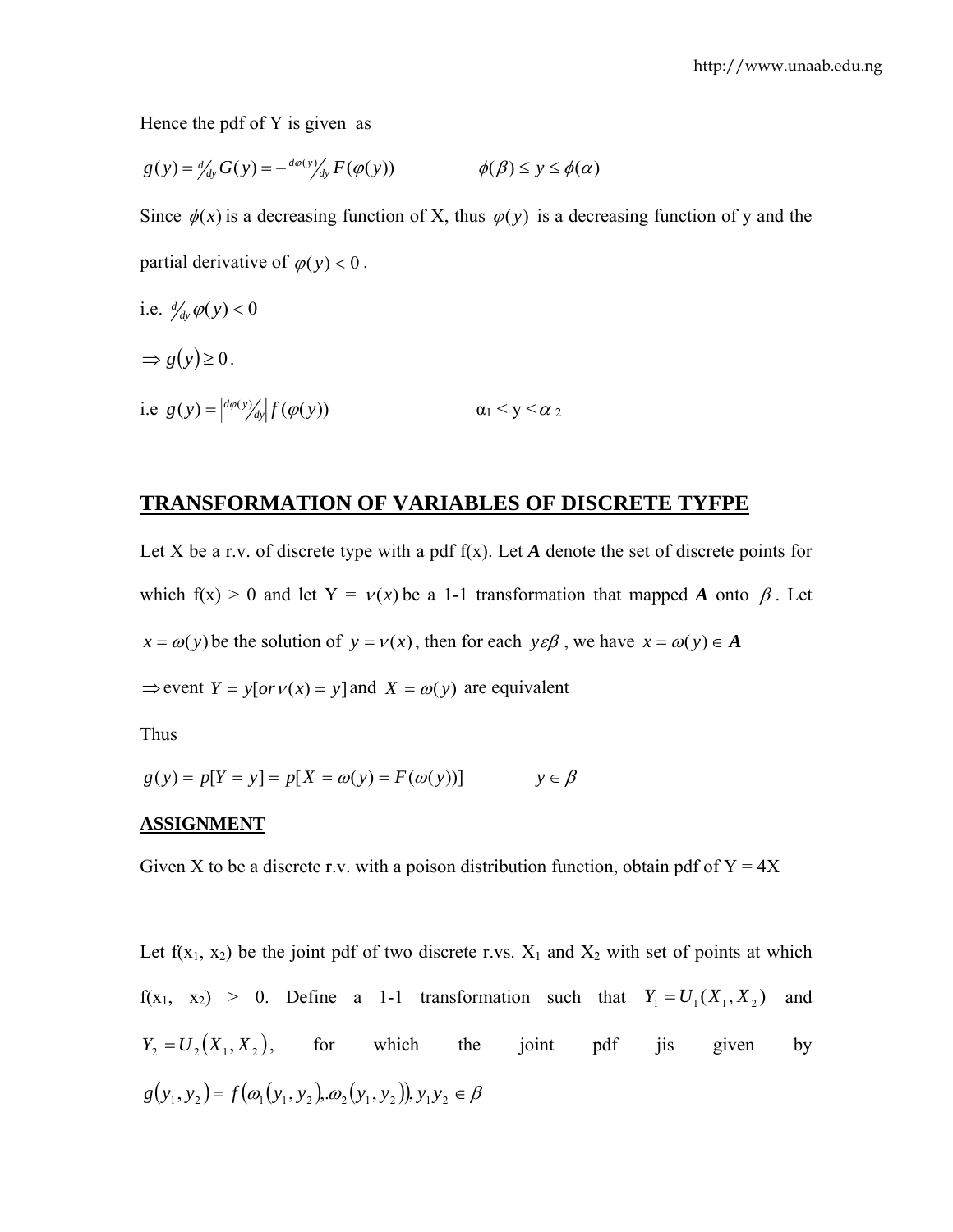Hence the pdf of Y is given as

$$g(y) = \frac{d}{dy}G(y) = -\frac{d\varphi(y)}{dy}F(\varphi(y)) \qquad \phi(\beta) \le y \le \phi(\alpha)$$

Since $\phi(x)$ is a decreasing function of X, thus $\varphi(y)$ is a decreasing function of y and the partial derivative of $\varphi(y) < 0$.

i.e. $\frac{d}{dy}\varphi(y) < 0$

$\Rightarrow g(y) \ge 0$.

i.e $g(y) = \left|\frac{d\varphi(y)}{dy}\right| f(\varphi(y)) \qquad \alpha_1 < y < \alpha_2$

## TRANSFORMATION OF VARIABLES OF DISCRETE TYFPE

Let X be a r.v. of discrete type with a pdf f(x). Let ***A*** denote the set of discrete points for which f(x) > 0 and let Y = $\nu(x)$ be a 1-1 transformation that mapped ***A*** onto $\beta$. Let $x = \omega(y)$ be the solution of $y = \nu(x)$, then for each $y \varepsilon \beta$, we have $x = \omega(y) \in \boldsymbol{A}$

$\Rightarrow$ event $Y = y[or\, \nu(x) = y]$ and $X = \omega(y)$ are equivalent

Thus

$$g(y) = p[Y = y] = p[X = \omega(y) = F(\omega(y))] \qquad y \in \beta$$

**ASSIGNMENT**

Given X to be a discrete r.v. with a poison distribution function, obtain pdf of Y = 4X

Let f($x_1$, $x_2$) be the joint pdf of two discrete r.vs. $X_1$ and $X_2$ with set of points at which f($x_1$, $x_2$) > 0. Define a 1-1 transformation such that $Y_1 = U_1(X_1, X_2)$ and $Y_2 = U_2(X_1, X_2)$, for which the joint pdf jis given by $g(y_1, y_2) = f(\omega_1(y_1, y_2),.\omega_2(y_1, y_2)), y_1 y_2 \in \beta$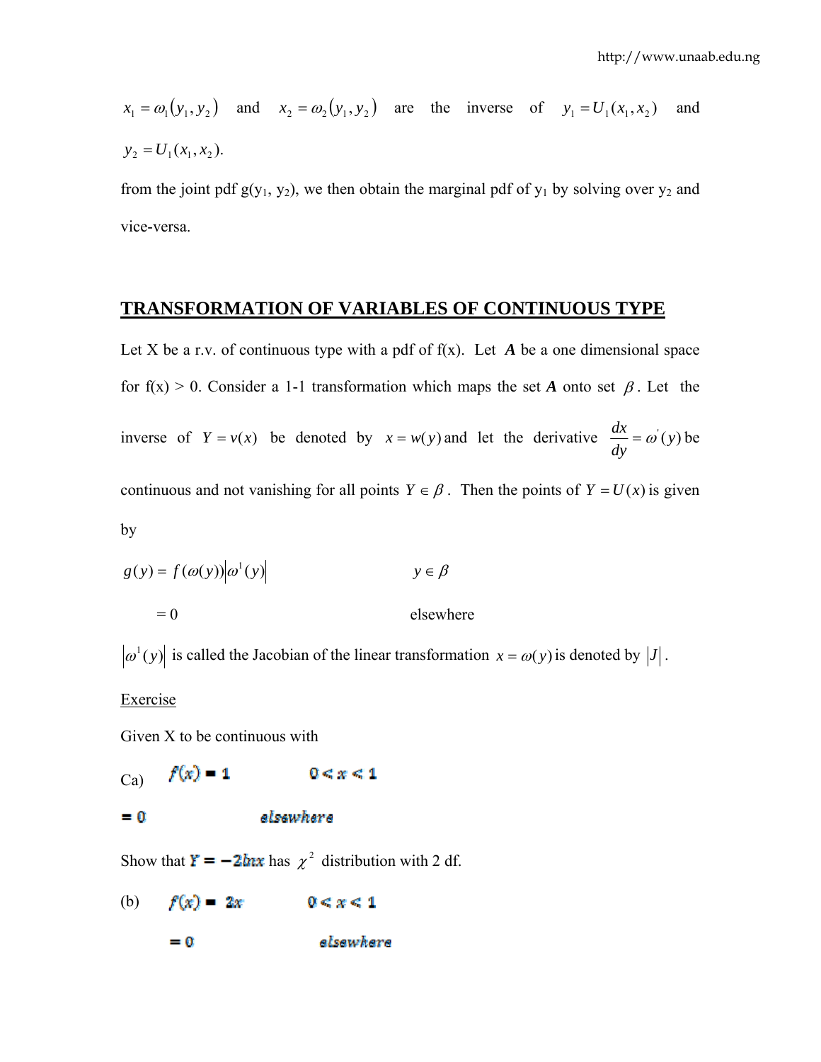$x_1 = \omega_1(y_1, y_2)$ and $x_2 = \omega_2(y_1, y_2)$ are the inverse of $y_1 = U_1(x_1, x_2)$ and $y_2 = U_1(x_1, x_2)$.

from the joint pdf g($y_1$, $y_2$), we then obtain the marginal pdf of $y_1$ by solving over $y_2$ and vice-versa.

## TRANSFORMATION OF VARIABLES OF CONTINUOUS TYPE

Let X be a r.v. of continuous type with a pdf of f(x). Let ***A*** be a one dimensional space for f(x) > 0. Consider a 1-1 transformation which maps the set ***A*** onto set $\beta$. Let the inverse of $Y = v(x)$ be denoted by $x = w(y)$ and let the derivative $\frac{dx}{dy} = \omega^{'}(y)$ be continuous and not vanishing for all points $Y \in \beta$. Then the points of $Y = U(x)$ is given by

$$g(y) = f(\omega(y))\left|\omega^{1}(y)\right| \qquad\qquad y \in \beta$$

$$= 0 \qquad\qquad \text{elsewhere}$$

$\left|\omega^{1}(y)\right|$ is called the Jacobian of the linear transformation $x = \omega(y)$ is denoted by $\left|J\right|$.

Exercise

Given X to be continuous with

Ca) $f(x) = 1 \qquad 0 < x < 1$

$= 0 \qquad \text{elsewhere}$

Show that $Y = -2\ln x$ has $\chi^2$ distribution with 2 df.

(b) $f(x) = 2x \qquad 0 < x < 1$

$= 0 \qquad \text{elsewhere}$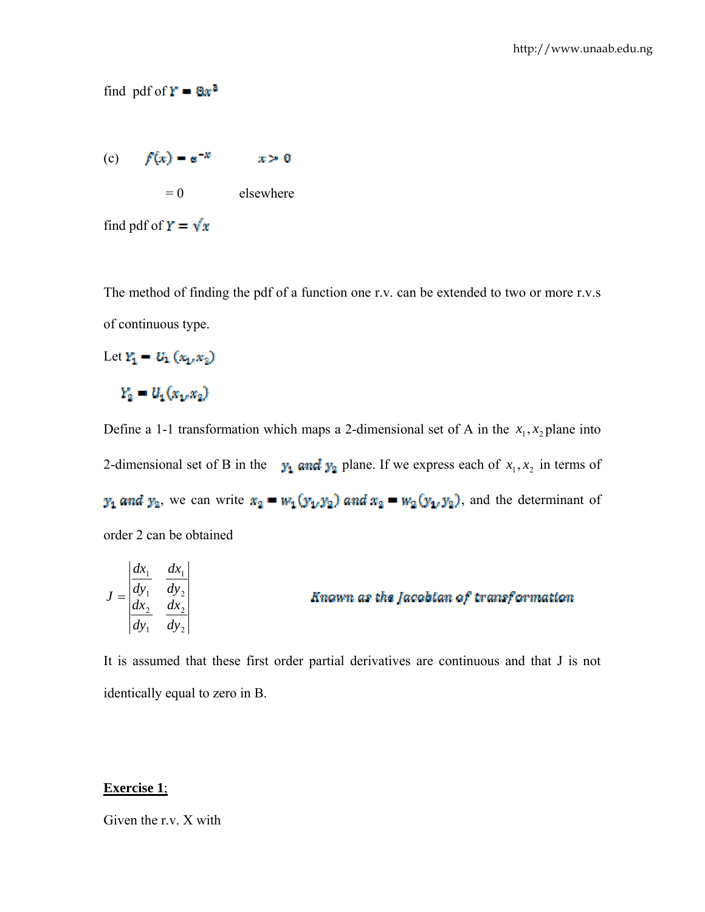find pdf of $Y = 8x^3$

(c) $f(x) = e^{-x}$ $\quad x > 0$

$= 0$ $\quad$ elsewhere

find pdf of $Y = \sqrt{x}$

The method of finding the pdf of a function one r.v. can be extended to two or more r.v.s of continuous type.

Let $Y_1 = U_1(x_1, x_2)$

$Y_2 = U_1(x_1, x_2)$

Define a 1-1 transformation which maps a 2-dimensional set of A in the $x_1, x_2$ plane into 2-dimensional set of B in the $y_1$ *and* $y_2$ plane. If we express each of $x_1, x_2$ in terms of $y_1$ *and* $y_2$, we can write $x_2 = w_1(y_1, y_2)$ *and* $x_2 = w_2(y_1, y_2)$, and the determinant of order 2 can be obtained

$$J = \begin{vmatrix} \dfrac{dx_1}{dy_1} & \dfrac{dx_1}{dy_2} \\ \dfrac{dx_2}{dy_1} & \dfrac{dx_2}{dy_2} \end{vmatrix}$$

*Known as the Jacobian of transformation*

It is assumed that these first order partial derivatives are continuous and that J is not identically equal to zero in B.

**Exercise 1**;

Given the r.v. X with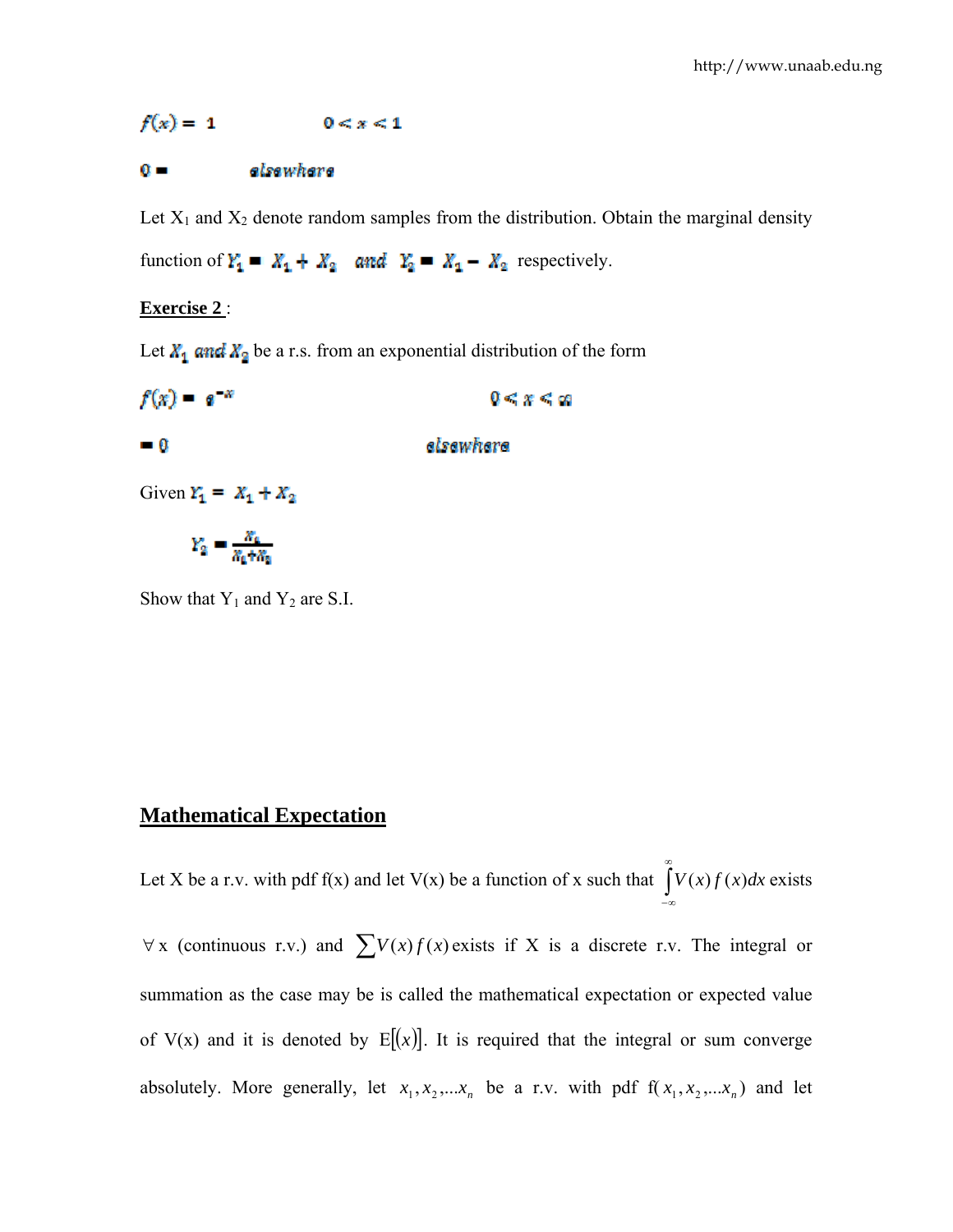$f(x) = 1 \qquad 0 < x < 1$

$0 = \qquad elsewhere$

Let $X_1$ and $X_2$ denote random samples from the distribution. Obtain the marginal density function of $Y_1 = X_1 + X_2$ and $Y_2 = X_1 - X_2$ respectively.

**Exercise 2** :

Let $X_1$ and $X_2$ be a r.s. from an exponential distribution of the form

$f(x) = e^{-x} \qquad 0 < x < \infty$

$= 0 \qquad elsewhere$

Given $Y_1 = X_1 + X_2$

$$Y_2 = \frac{X_1}{X_1 + X_2}$$

Show that $Y_1$ and $Y_2$ are S.I.

## Mathematical Expectation

Let X be a r.v. with pdf f(x) and let V(x) be a function of x such that $\int_{-\infty}^{\infty} V(x) f(x) dx$ exists $\forall$ x (continuous r.v.) and $\sum V(x) f(x)$ exists if X is a discrete r.v. The integral or summation as the case may be is called the mathematical expectation or expected value of V(x) and it is denoted by $E[(x)]$. It is required that the integral or sum converge absolutely. More generally, let $x_1, x_2, \ldots x_n$ be a r.v. with pdf f($x_1, x_2, \ldots x_n$) and let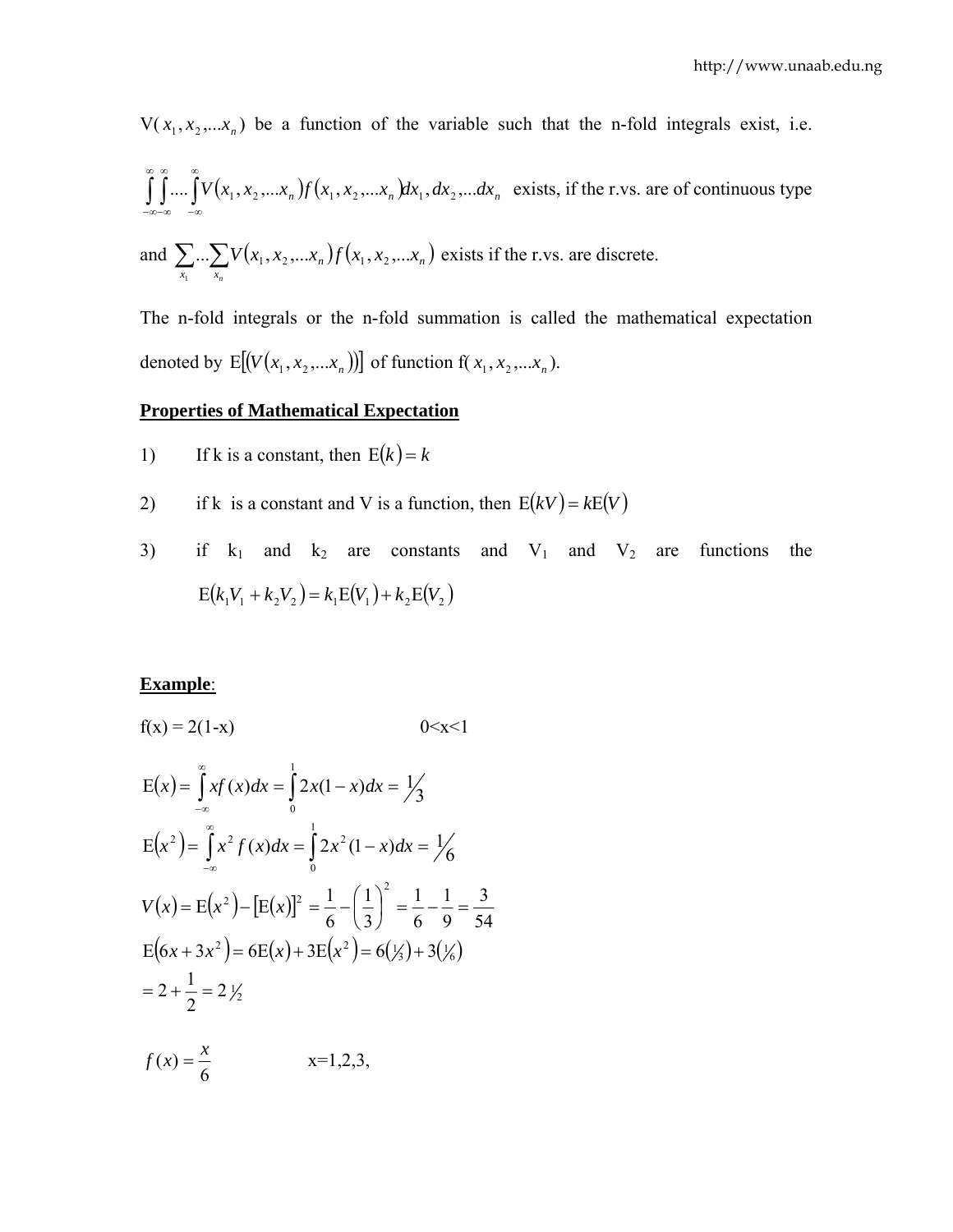V($x_1, x_2, ...x_n$) be a function of the variable such that the n-fold integrals exist, i.e. $\int_{-\infty}^{\infty}\int_{-\infty}^{\infty}....\int_{-\infty}^{\infty} V(x_1, x_2, ...x_n) f(x_1, x_2, ...x_n) dx_1, dx_2, ...dx_n$ exists, if the r.vs. are of continuous type and $\sum_{x_1}...\sum_{x_n} V(x_1, x_2, ...x_n) f(x_1, x_2, ...x_n)$ exists if the r.vs. are discrete.

The n-fold integrals or the n-fold summation is called the mathematical expectation denoted by $\text{E}[(V(x_1, x_2, ...x_n))]$ of function f($x_1, x_2, ...x_n$).

**Properties of Mathematical Expectation**

1) If k is a constant, then $\text{E}(k) = k$

2) if k is a constant and V is a function, then $\text{E}(kV) = k\text{E}(V)$

3) if $k_1$ and $k_2$ are constants and $V_1$ and $V_2$ are functions the $\text{E}(k_1V_1 + k_2V_2) = k_1\text{E}(V_1) + k_2\text{E}(V_2)$

**Example**:

f(x) = 2(1-x) 0<x<1

$$\text{E}(x) = \int_{-\infty}^{\infty} xf(x)dx = \int_{0}^{1} 2x(1-x)dx = 1/3$$

$$\text{E}(x^2) = \int_{-\infty}^{\infty} x^2 f(x)dx = \int_{0}^{1} 2x^2(1-x)dx = 1/6$$

$$V(x) = \text{E}(x^2) - [\text{E}(x)]^2 = \frac{1}{6} - \left(\frac{1}{3}\right)^2 = \frac{1}{6} - \frac{1}{9} = \frac{3}{54}$$

$$\text{E}(6x + 3x^2) = 6\text{E}(x) + 3\text{E}(x^2) = 6(1/3) + 3(1/6)$$

$$= 2 + \frac{1}{2} = 2\tfrac{1}{2}$$

$$f(x) = \frac{x}{6} \qquad x=1,2,3,$$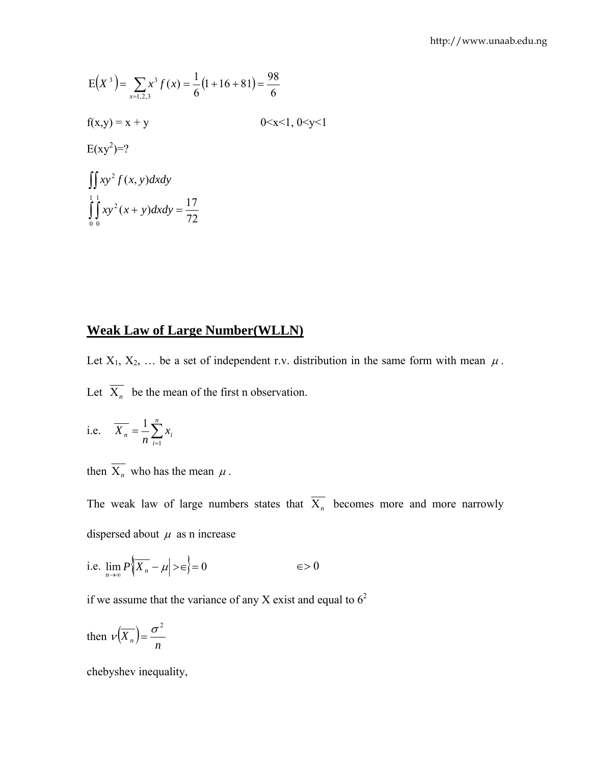$$E\left(X^3\right) = \sum_{x=1,2,3} x^3 f(x) = \frac{1}{6}\left(1+16+81\right) = \frac{98}{6}$$

f(x,y) = x + y                    0<x<1, 0<y<1

$E(xy^2)$=?

$$\iint xy^2 f(x,y)dxdy$$

$$\int_0^1\int_0^1 xy^2(x+y)dxdy = \frac{17}{72}$$

## Weak Law of Large Number(WLLN)

Let $X_1$, $X_2$, … be a set of independent r.v. distribution in the same form with mean $\mu$.

Let $\overline{X_n}$ be the mean of the first n observation.

i.e. $\overline{X_n} = \frac{1}{n}\sum_{i=1}^{n} x_i$

then $\overline{X_n}$ who has the mean $\mu$.

The weak law of large numbers states that $\overline{X_n}$ becomes more and more narrowly dispersed about $\mu$ as n increase

i.e. $\lim_{n\to\infty} P\left\{\left|\overline{X_n} - \mu\right| > \in\right\} = 0$          $\in > 0$

if we assume that the variance of any X exist and equal to $6^2$

then $v\left(\overline{X_n}\right) = \frac{\sigma^2}{n}$

chebyshev inequality,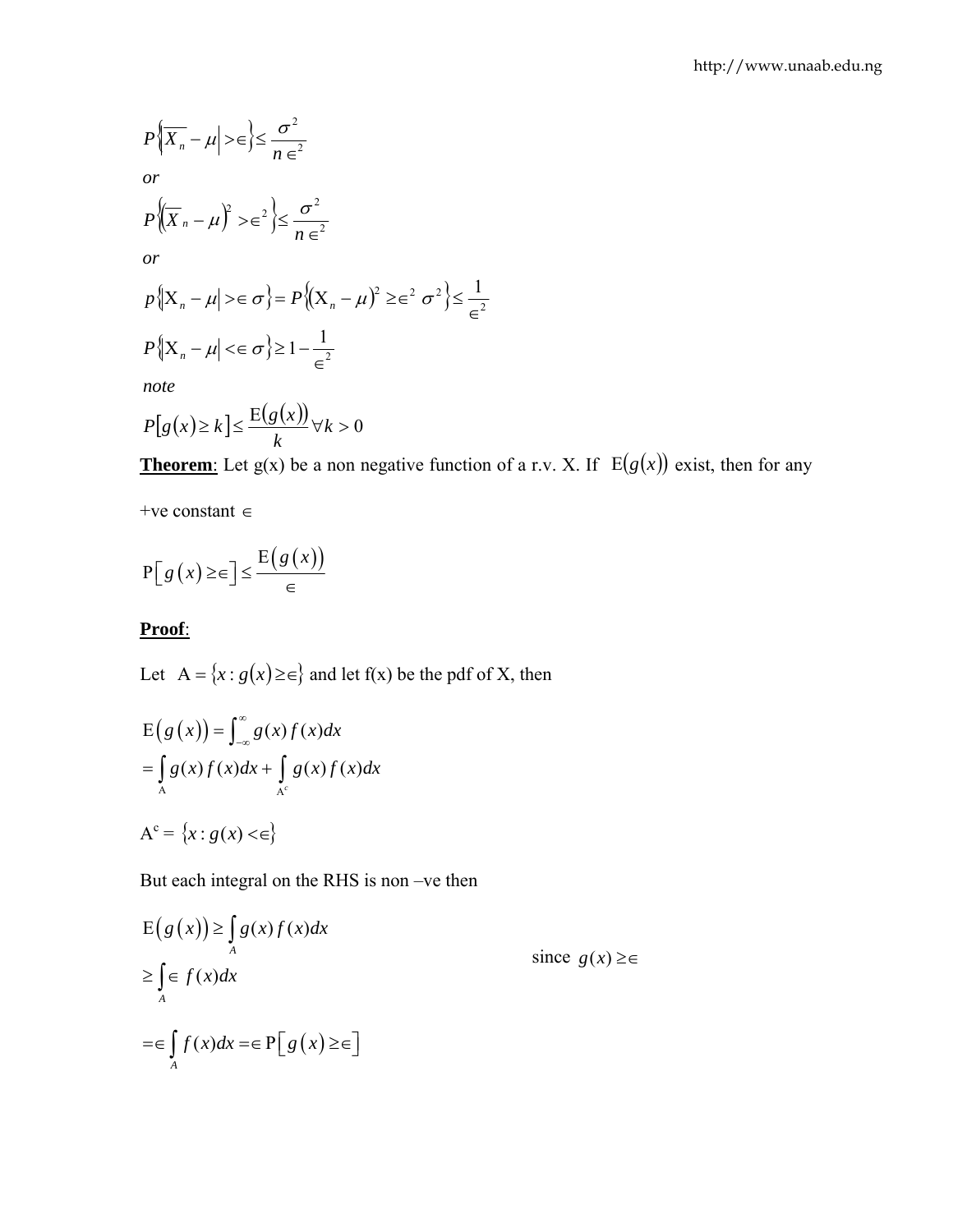$$P\left\{\left|\overline{X_n} - \mu\right| > \in\right\} \leq \frac{\sigma^2}{n \in^2}$$

*or*

$$P\left\{\left(\overline{X}_n - \mu\right)^2 > \in^2\right\} \leq \frac{\sigma^2}{n \in^2}$$

*or*

$$p\left\{\left|\mathrm{X}_n - \mu\right| > \in \sigma\right\} = P\left\{\left(\mathrm{X}_n - \mu\right)^2 \geq \in^2 \sigma^2\right\} \leq \frac{1}{\in^2}$$

$$P\left\{\left|\mathrm{X}_n - \mu\right| < \in \sigma\right\} \geq 1 - \frac{1}{\in^2}$$

*note*

$$P\left[g(x) \geq k\right] \leq \frac{\mathrm{E}\left(g(x)\right)}{k} \forall k > 0$$

**Theorem**: Let g(x) be a non negative function of a r.v. X. If $\mathrm{E}(g(x))$ exist, then for any +ve constant $\in$

$$\mathrm{P}\left[g(x) \geq \in\right] \leq \frac{\mathrm{E}\left(g(x)\right)}{\in}$$

**Proof**:

Let $\mathrm{A} = \{x : g(x) \geq \in\}$ and let f(x) be the pdf of X, then

$$\begin{aligned}
\mathrm{E}\left(g(x)\right) &= \int_{-\infty}^{\infty} g(x) f(x) dx \\
&= \int_{\mathrm{A}} g(x) f(x) dx + \int_{\mathrm{A}^c} g(x) f(x) dx
\end{aligned}$$

$$\mathrm{A}^c = \{x : g(x) < \in\}$$

But each integral on the RHS is non –ve then

$$\begin{aligned}
\mathrm{E}\left(g(x)\right) &\geq \int_{A} g(x) f(x) dx \\
&\geq \int_{A} \in f(x) dx \qquad \text{since } g(x) \geq \in \\
&= \in \int_{A} f(x) dx = \in \mathrm{P}\left[g(x) \geq \in\right]
\end{aligned}$$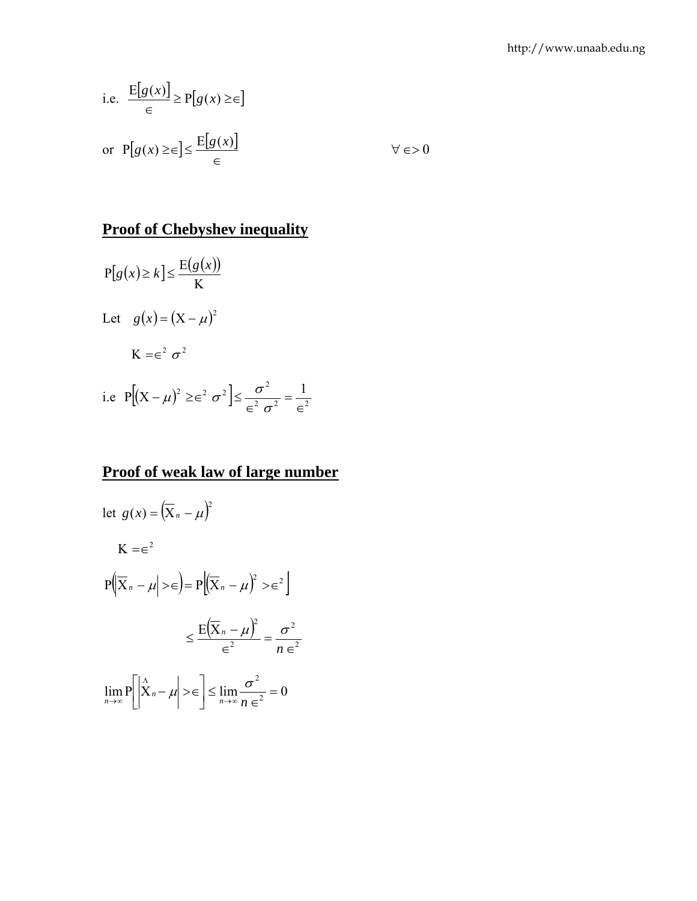i.e. $\dfrac{E[g(x)]}{\in} \geq P[g(x) \geq \in]$

or $P[g(x) \geq \in] \leq \dfrac{E[g(x)]}{\in}$ $\qquad\qquad\qquad \forall \in > 0$

## Proof of Chebyshev inequality

$$P[g(x) \geq k] \leq \frac{E(g(x))}{K}$$

Let $g(x) = (X - \mu)^2$

$K = \in^2 \sigma^2$

i.e $P\left[(X - \mu)^2 \geq \in^2 \sigma^2\right] \leq \dfrac{\sigma^2}{\in^2 \sigma^2} = \dfrac{1}{\in^2}$

## Proof of weak law of large number

let $g(x) = (\overline{X}_n - \mu)^2$

$K = \in^2$

$$P\left(\left|\overline{X}_n - \mu\right| > \in\right) = P\left[(\overline{X}_n - \mu)^2 > \in^2\right]$$

$$\leq \frac{E(\overline{X}_n - \mu)^2}{\in^2} = \frac{\sigma^2}{n \in^2}$$

$$\lim_{n \to \infty} P\left[\left|\hat{X}_n - \mu\right| > \in\right] \leq \lim_{n \to \infty} \frac{\sigma^2}{n \in^2} = 0$$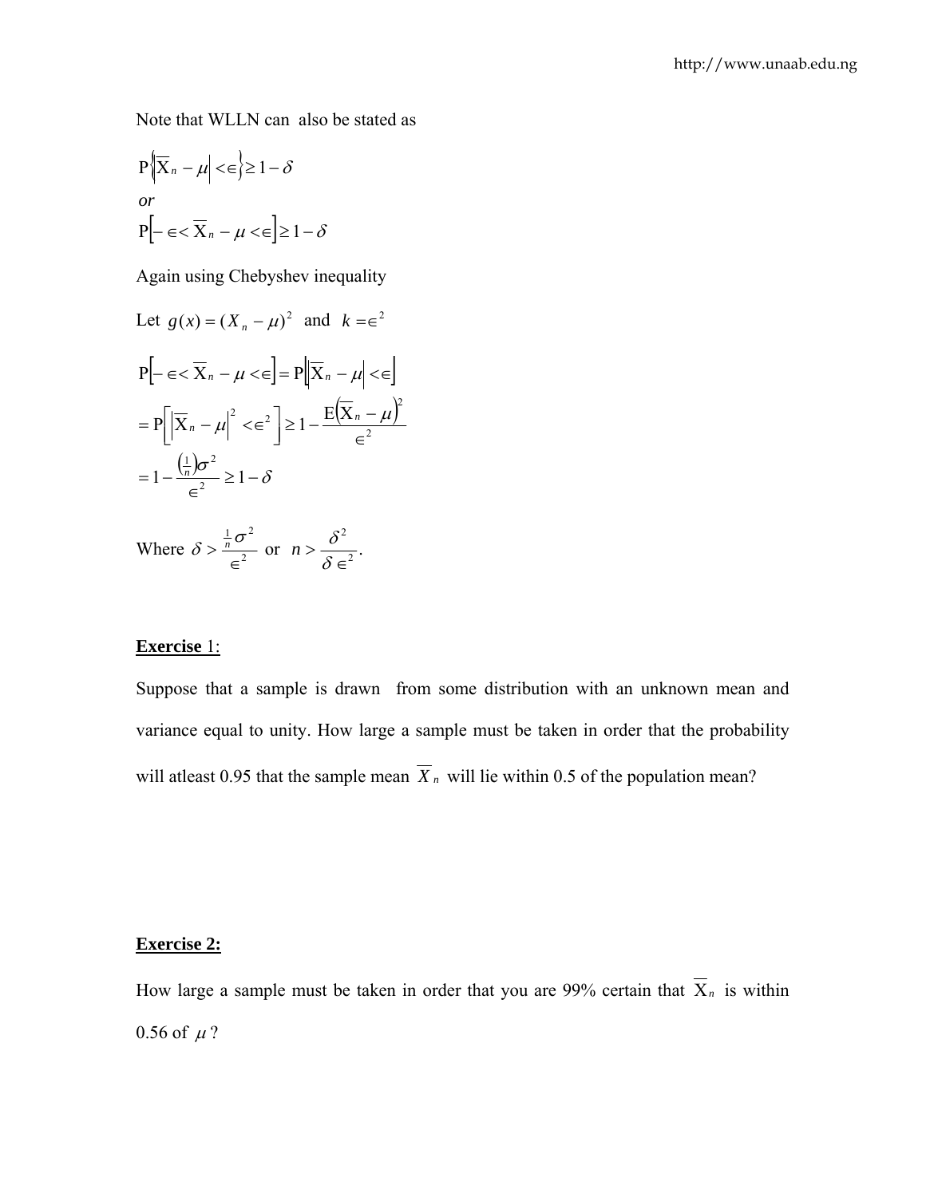Note that WLLN can also be stated as

$$P\left\{\left|\overline{X}_n - \mu\right| < \in\right\} \geq 1 - \delta$$

*or*

$$P\left[-\in < \overline{X}_n - \mu < \in\right] \geq 1 - \delta$$

Again using Chebyshev inequality

Let $g(x) = (X_n - \mu)^2$ and $k = \in^2$

$$P\left[-\in < \overline{X}_n - \mu < \in\right] = P\left[\left|\overline{X}_n - \mu\right| < \in\right]$$

$$= P\left[\left|\overline{X}_n - \mu\right|^2 < \in^2\right] \geq 1 - \frac{E\left(\overline{X}_n - \mu\right)^2}{\in^2}$$

$$= 1 - \frac{\left(\frac{1}{n}\right)\sigma^2}{\in^2} \geq 1 - \delta$$

Where $\delta > \frac{\frac{1}{n}\sigma^2}{\in^2}$ or $n > \frac{\delta^2}{\delta \in^2}$.

**Exercise** 1:

Suppose that a sample is drawn from some distribution with an unknown mean and variance equal to unity. How large a sample must be taken in order that the probability will atleast 0.95 that the sample mean $\overline{X}_n$ will lie within 0.5 of the population mean?

**Exercise 2:**

How large a sample must be taken in order that you are 99% certain that $\overline{X}_n$ is within 0.56 of $\mu$?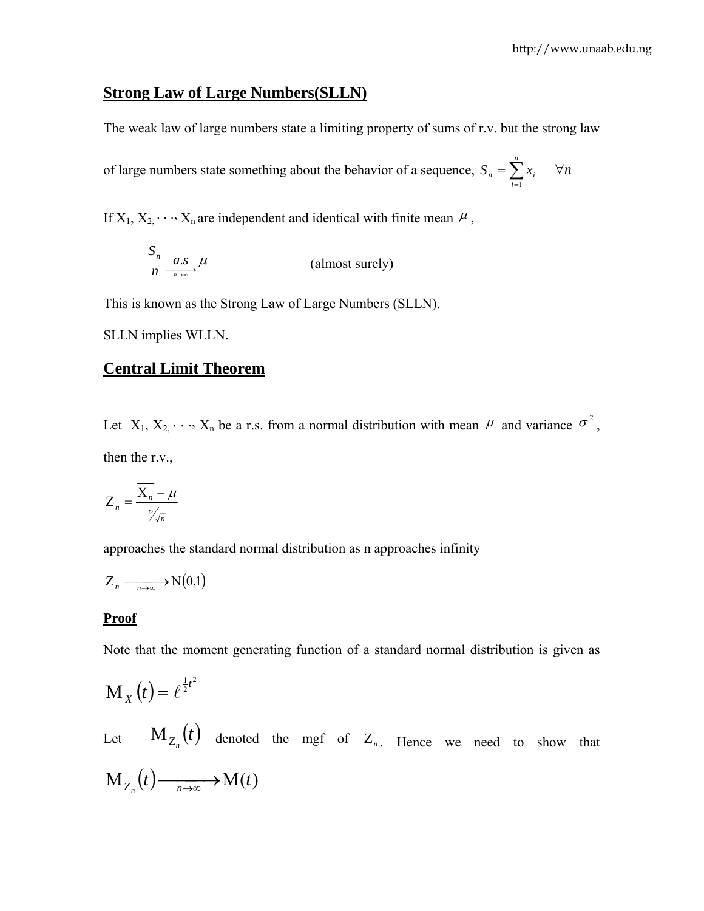## Strong Law of Large Numbers(SLLN)

The weak law of large numbers state a limiting property of sums of r.v. but the strong law of large numbers state something about the behavior of a sequence, $S_n = \sum_{i=1}^{n} x_i \quad \forall n$

If $X_1, X_2, \cdots, X_n$ are independent and identical with finite mean $\mu$,

$$\frac{S_n}{n} \xrightarrow[n\to\infty]{a.s} \mu \qquad \text{(almost surely)}$$

This is known as the Strong Law of Large Numbers (SLLN).

SLLN implies WLLN.

## Central Limit Theorem

Let $X_1, X_2, \cdots, X_n$ be a r.s. from a normal distribution with mean $\mu$ and variance $\sigma^2$, then the r.v.,

$$Z_n = \frac{\overline{X}_n - \mu}{\sigma/\sqrt{n}}$$

approaches the standard normal distribution as n approaches infinity

$$Z_n \xrightarrow[n\to\infty]{} N(0,1)$$

**Proof**

Note that the moment generating function of a standard normal distribution is given as

$$M_X(t) = \ell^{\frac{1}{2}t^2}$$

Let $M_{Z_n}(t)$ denoted the mgf of $Z_n$. Hence we need to show that

$$M_{Z_n}(t) \xrightarrow[n\to\infty]{} M(t)$$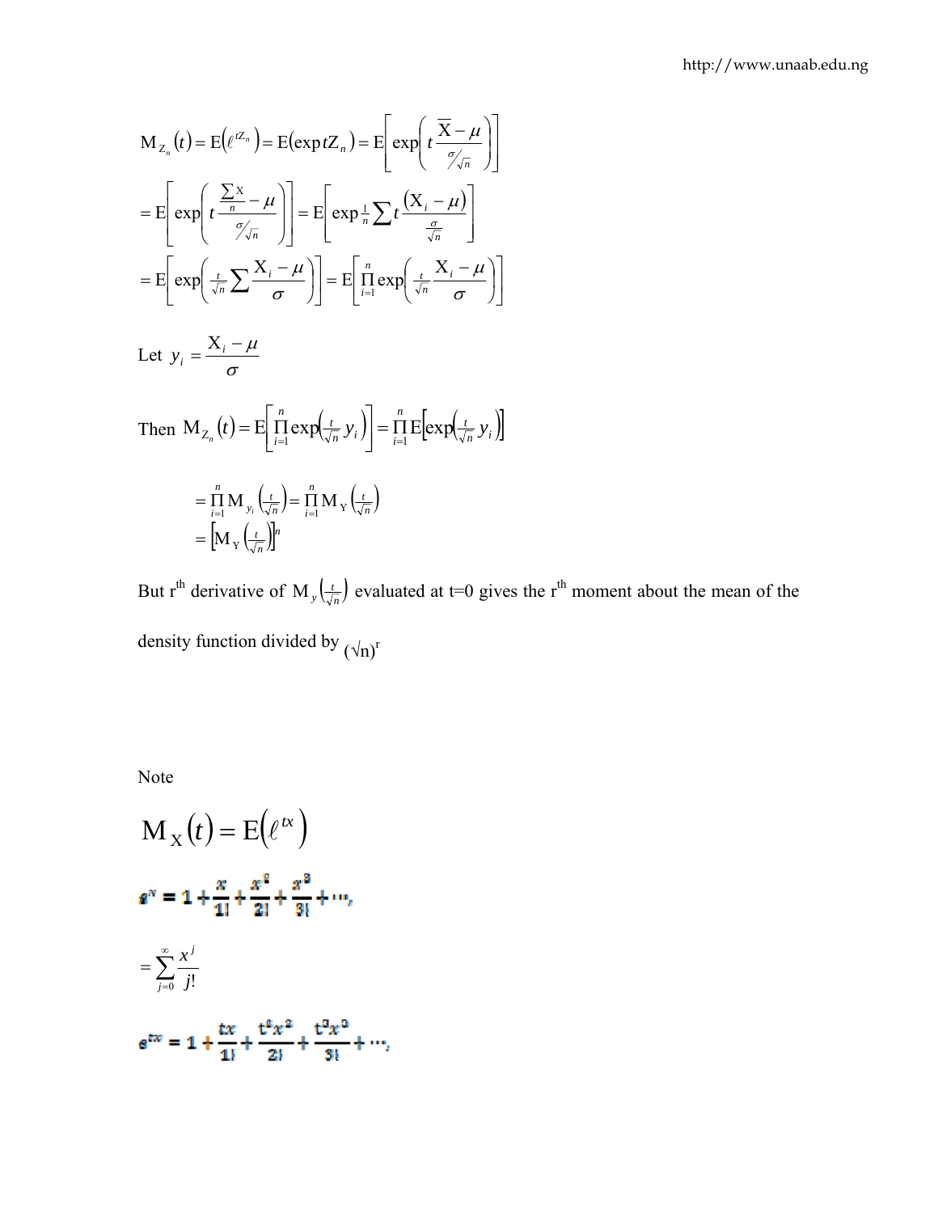$$M_{Z_n}(t) = E(\ell^{tZ_n}) = E(\exp tZ_n) = E\left[\exp\left(t\frac{\overline{X}-\mu}{\sigma/\sqrt{n}}\right)\right]$$

$$= E\left[\exp\left(t\frac{\frac{\sum X}{n}-\mu}{\sigma/\sqrt{n}}\right)\right] = E\left[\exp\tfrac{1}{n}\sum t\frac{(X_i-\mu)}{\frac{\sigma}{\sqrt{n}}}\right]$$

$$= E\left[\exp\left(\tfrac{t}{\sqrt{n}}\sum\frac{X_i-\mu}{\sigma}\right)\right] = E\left[\prod_{i=1}^{n}\exp\left(\tfrac{t}{\sqrt{n}}\frac{X_i-\mu}{\sigma}\right)\right]$$

Let $y_i = \dfrac{X_i - \mu}{\sigma}$

Then $M_{Z_n}(t) = E\left[\prod_{i=1}^{n}\exp\left(\tfrac{t}{\sqrt{n}}y_i\right)\right] = \prod_{i=1}^{n}E\left[\exp\left(\tfrac{t}{\sqrt{n}}y_i\right)\right]$

$$= \prod_{i=1}^{n}M_{y_i}\left(\tfrac{t}{\sqrt{n}}\right) = \prod_{i=1}^{n}M_Y\left(\tfrac{t}{\sqrt{n}}\right)$$

$$= \left[M_Y\left(\tfrac{t}{\sqrt{n}}\right)\right]^n$$

But $r^{th}$ derivative of $M_y\left(\frac{t}{\sqrt{n}}\right)$ evaluated at t=0 gives the $r^{th}$ moment about the mean of the density function divided by $(\sqrt{n})^r$

Note

$$M_X(t) = E(\ell^{tx})$$

$$e^x = 1 + \frac{x}{1!} + \frac{x^2}{2!} + \frac{x^3}{3!} + \cdots,$$

$$= \sum_{j=0}^{\infty}\frac{x^j}{j!}$$

$$e^{tx} = 1 + \frac{tx}{1!} + \frac{t^2x^2}{2!} + \frac{t^3x^3}{3!} + \cdots,$$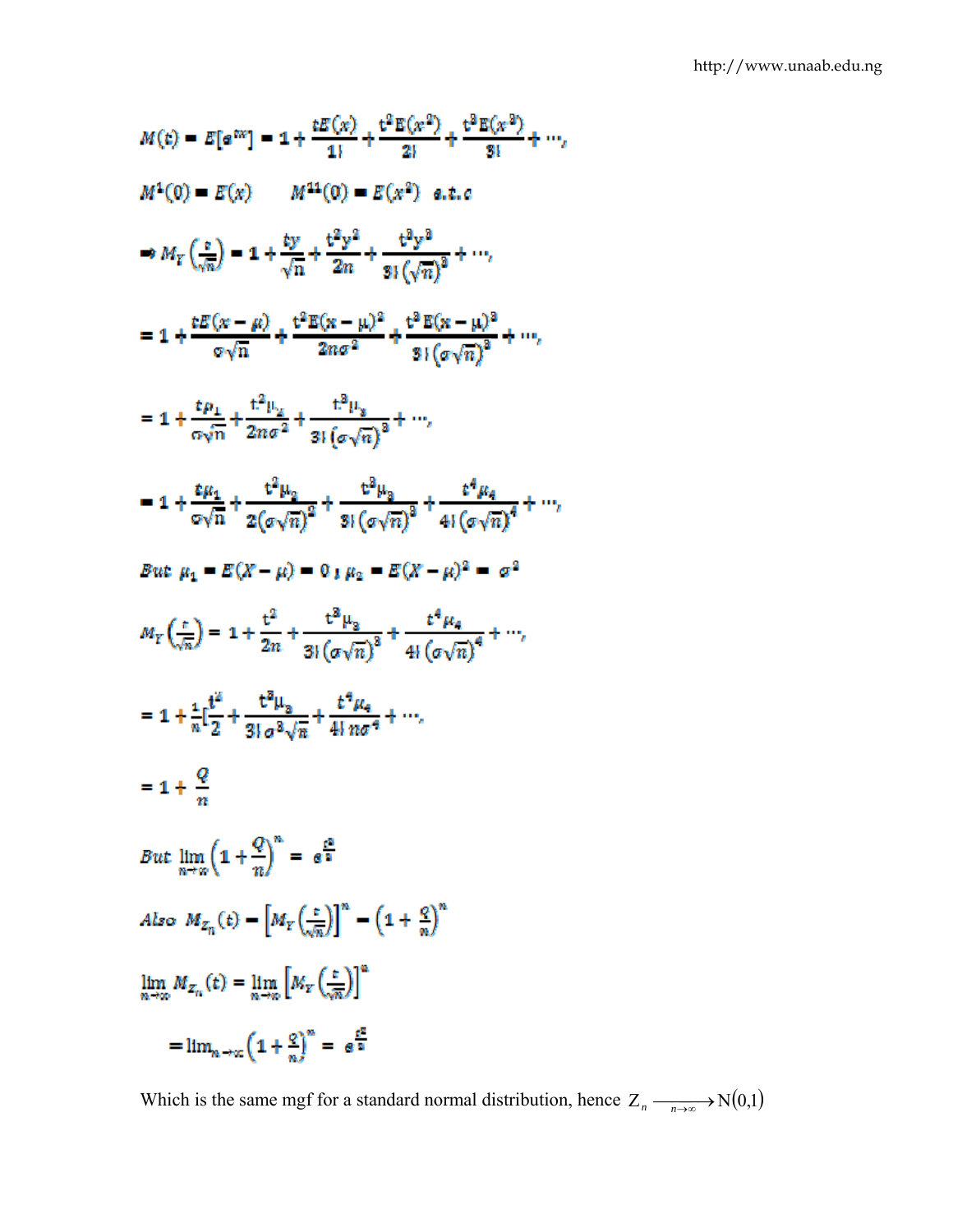$$M(t) = E[e^{tx}] = 1 + \frac{tE(x)}{1!} + \frac{t^2E(x^2)}{2!} + \frac{t^3E(x^3)}{3!} + \cdots,$$

$$M^{1}(0) = E(x) \qquad M^{11}(0) = E(x^2) \quad e.t.c$$

$$\Rightarrow M_Y\left(\frac{t}{\sqrt{n}}\right) = 1 + \frac{ty}{\sqrt{n}} + \frac{t^2y^2}{2n} + \frac{t^3y^3}{3!\left(\sqrt{n}\right)^3} + \cdots,$$

$$= 1 + \frac{tE(x-\mu)}{\sigma\sqrt{n}} + \frac{t^2E(x-\mu)^2}{2n\sigma^2} + \frac{t^3E(x-\mu)^3}{3!\left(\sigma\sqrt{n}\right)^3} + \cdots,$$

$$= 1 + \frac{t\mu_1}{\sigma\sqrt{n}} + \frac{t^2\mu_2}{2n\sigma^2} + \frac{t^3\mu_3}{3!\left(\sigma\sqrt{n}\right)^3} + \cdots,$$

$$= 1 + \frac{t\mu_1}{\sigma\sqrt{n}} + \frac{t^2\mu_2}{2\left(\sigma\sqrt{n}\right)^2} + \frac{t^3\mu_3}{3!\left(\sigma\sqrt{n}\right)^3} + \frac{t^4\mu_4}{4!\left(\sigma\sqrt{n}\right)^4} + \cdots,$$

But $\mu_1 = E(X-\mu) = 0$ ; $\mu_2 = E(X-\mu)^2 = \sigma^2$

$$M_Y\left(\frac{t}{\sqrt{n}}\right) = 1 + \frac{t^2}{2n} + \frac{t^3\mu_3}{3!\left(\sigma\sqrt{n}\right)^3} + \frac{t^4\mu_4}{4!\left(\sigma\sqrt{n}\right)^4} + \cdots,$$

$$= 1 + \frac{1}{n}\left[\frac{t^2}{2} + \frac{t^3\mu_3}{3!\,\sigma^3\sqrt{n}} + \frac{t^4\mu_4}{4!\,n\sigma^4} + \cdots,\right.$$

$$= 1 + \frac{Q}{n}$$

$$\text{But } \lim_{n\to\infty}\left(1 + \frac{Q}{n}\right)^n = e^{\frac{t^2}{2}}$$

$$\text{Also } M_{Z_n}(t) = \left[M_Y\left(\frac{t}{\sqrt{n}}\right)\right]^n = \left(1 + \frac{Q}{n}\right)^n$$

$$\lim_{n\to\infty} M_{Z_n}(t) = \lim_{n\to\infty}\left[M_Y\left(\frac{t}{\sqrt{n}}\right)\right]^n$$

$$= \lim_{n\to\infty}\left(1 + \frac{Q}{n}\right)^n = e^{\frac{t^2}{2}}$$

Which is the same mgf for a standard normal distribution, hence $Z_n \xrightarrow[n\to\infty]{} N(0,1)$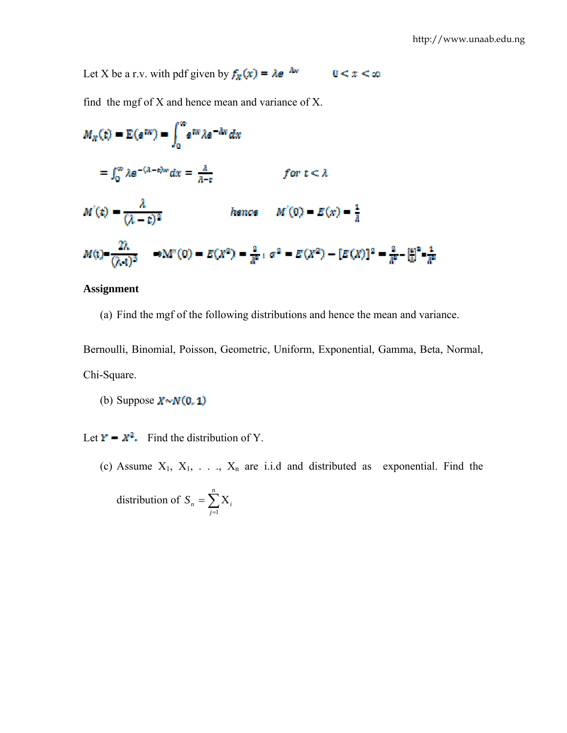Let X be a r.v. with pdf given by $f_X(x) = \lambda e^{\lambda x}$ $\quad 0 < x < \infty$

find the mgf of X and hence mean and variance of X.

$$M_X(t) = E(e^{tx}) = \int_0^{\infty} e^{tx} \lambda e^{-\lambda x} dx$$

$$= \int_0^{\infty} \lambda e^{-(\lambda - t)x} dx = \frac{\lambda}{\lambda - t} \qquad \text{for } t < \lambda$$

$$M'(t) = \frac{\lambda}{(\lambda - t)^2} \qquad \text{hence} \quad M'(0) = E(x) = \frac{1}{\lambda}$$

$$M(t) = \frac{2\lambda}{(\lambda - t)^3} \quad \Rightarrow M''(0) = E(X^2) = \frac{2}{\lambda^2}, \; \sigma^2 = E(X^2) - [E(X)]^2 = \frac{2}{\lambda^2} - \left[\frac{1}{\lambda}\right]^2 = \frac{1}{\lambda^2}$$

**Assignment**

(a) Find the mgf of the following distributions and hence the mean and variance.

Bernoulli, Binomial, Poisson, Geometric, Uniform, Exponential, Gamma, Beta, Normal, Chi-Square.

(b) Suppose $X \sim N(0, 1)$

Let $Y = X^2$. Find the distribution of Y.

(c) Assume $X_1, X_1, \ldots, X_n$ are i.i.d and distributed as exponential. Find the distribution of $S_n = \sum_{j=1}^{n} X_i$